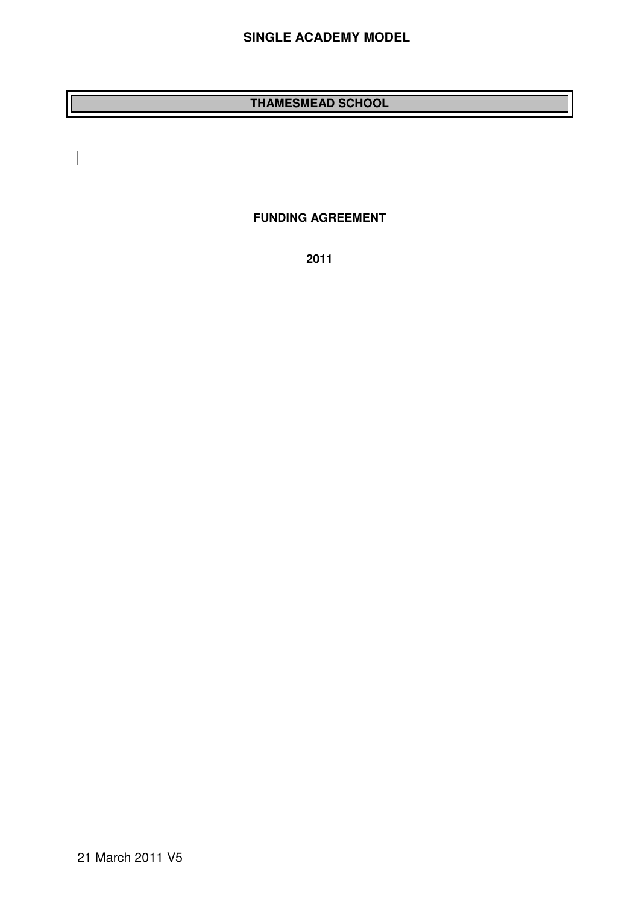**SINGLE ACADEMY MODEL**

# THAMESMEAD SCHOOL

**FUNDING AGREEMENT**

**2011**

21 March 2011 V5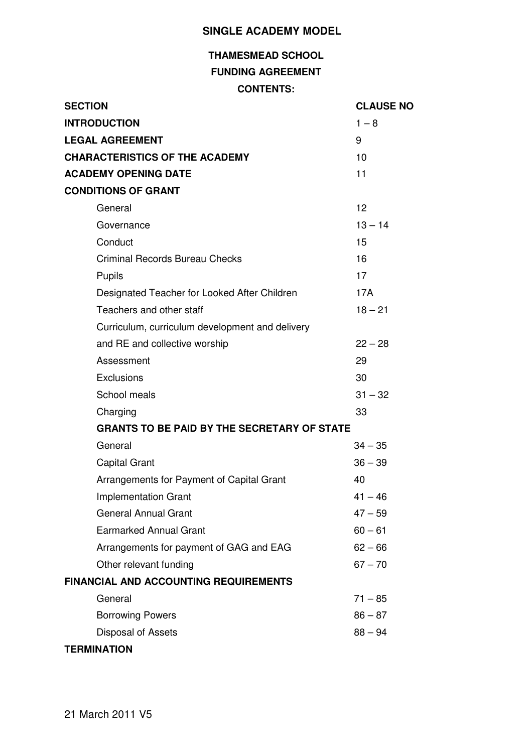**SINGLE ACADEMY MODEL**

**THAMESMEAD SCHOOL**

**FUNDING AGREEMENT**

**CONTENTS:**

| SECTION | CLAUSE NO |
|---|---|
| **INTRODUCTION** | 1 – 8 |
| **LEGAL AGREEMENT** | 9 |
| **CHARACTERISTICS OF THE ACADEMY** | 10 |
| **ACADEMY OPENING DATE** | 11 |
| **CONDITIONS OF GRANT** | |
| General | 12 |
| Governance | 13 – 14 |
| Conduct | 15 |
| Criminal Records Bureau Checks | 16 |
| Pupils | 17 |
| Designated Teacher for Looked After Children | 17A |
| Teachers and other staff | 18 – 21 |
| Curriculum, curriculum development and delivery and RE and collective worship | 22 – 28 |
| Assessment | 29 |
| Exclusions | 30 |
| School meals | 31 – 32 |
| Charging | 33 |
| **GRANTS TO BE PAID BY THE SECRETARY OF STATE** | |
| General | 34 – 35 |
| Capital Grant | 36 – 39 |
| Arrangements for Payment of Capital Grant | 40 |
| Implementation Grant | 41 – 46 |
| General Annual Grant | 47 – 59 |
| Earmarked Annual Grant | 60 – 61 |
| Arrangements for payment of GAG and EAG | 62 – 66 |
| Other relevant funding | 67 – 70 |
| **FINANCIAL AND ACCOUNTING REQUIREMENTS** | |
| General | 71 – 85 |
| Borrowing Powers | 86 – 87 |
| Disposal of Assets | 88 – 94 |
| **TERMINATION** | |

21 March 2011 V5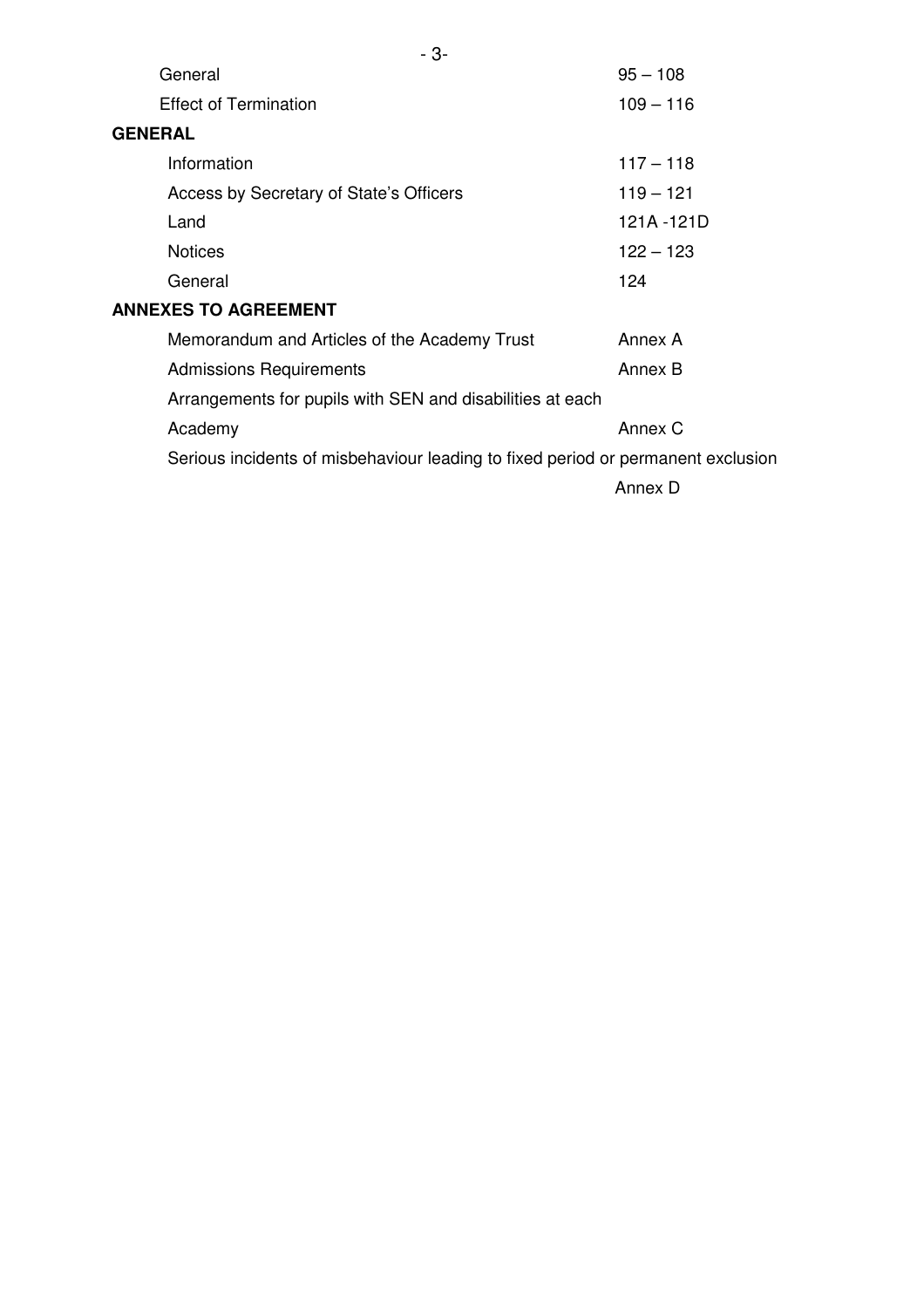| | |
|---|---|
| General | 95 – 108 |
| Effect of Termination | 109 – 116 |

**GENERAL**

| | |
|---|---|
| Information | 117 – 118 |
| Access by Secretary of State's Officers | 119 – 121 |
| Land | 121A -121D |
| Notices | 122 – 123 |
| General | 124 |

**ANNEXES TO AGREEMENT**

| | |
|---|---|
| Memorandum and Articles of the Academy Trust | Annex A |
| Admissions Requirements | Annex B |
| Arrangements for pupils with SEN and disabilities at each Academy | Annex C |
| Serious incidents of misbehaviour leading to fixed period or permanent exclusion | Annex D |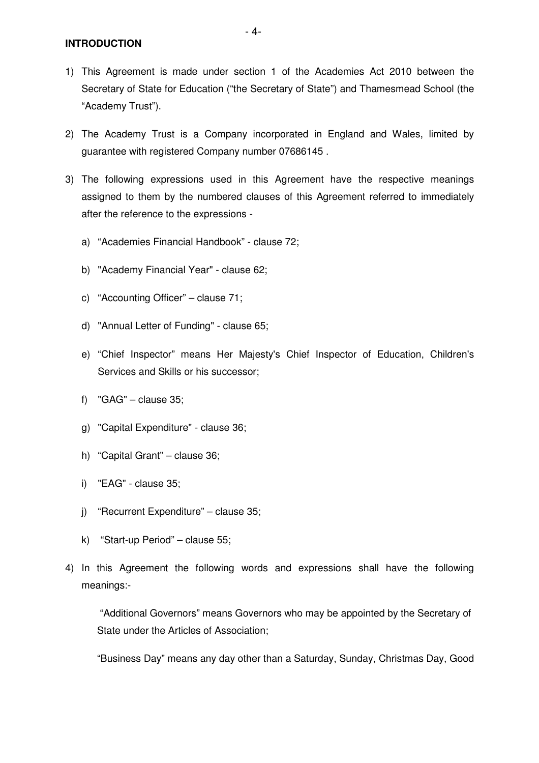**INTRODUCTION**

1) This Agreement is made under section 1 of the Academies Act 2010 between the Secretary of State for Education ("the Secretary of State") and Thamesmead School (the "Academy Trust").

2) The Academy Trust is a Company incorporated in England and Wales, limited by guarantee with registered Company number 07686145 .

3) The following expressions used in this Agreement have the respective meanings assigned to them by the numbered clauses of this Agreement referred to immediately after the reference to the expressions -

   a) "Academies Financial Handbook" - clause 72;

   b) "Academy Financial Year" - clause 62;

   c) "Accounting Officer" – clause 71;

   d) "Annual Letter of Funding" - clause 65;

   e) "Chief Inspector" means Her Majesty's Chief Inspector of Education, Children's Services and Skills or his successor;

   f) "GAG" – clause 35;

   g) "Capital Expenditure" - clause 36;

   h) "Capital Grant" – clause 36;

   i) "EAG" - clause 35;

   j) "Recurrent Expenditure" – clause 35;

   k) "Start-up Period" – clause 55;

4) In this Agreement the following words and expressions shall have the following meanings:-

   "Additional Governors" means Governors who may be appointed by the Secretary of State under the Articles of Association;

   "Business Day" means any day other than a Saturday, Sunday, Christmas Day, Good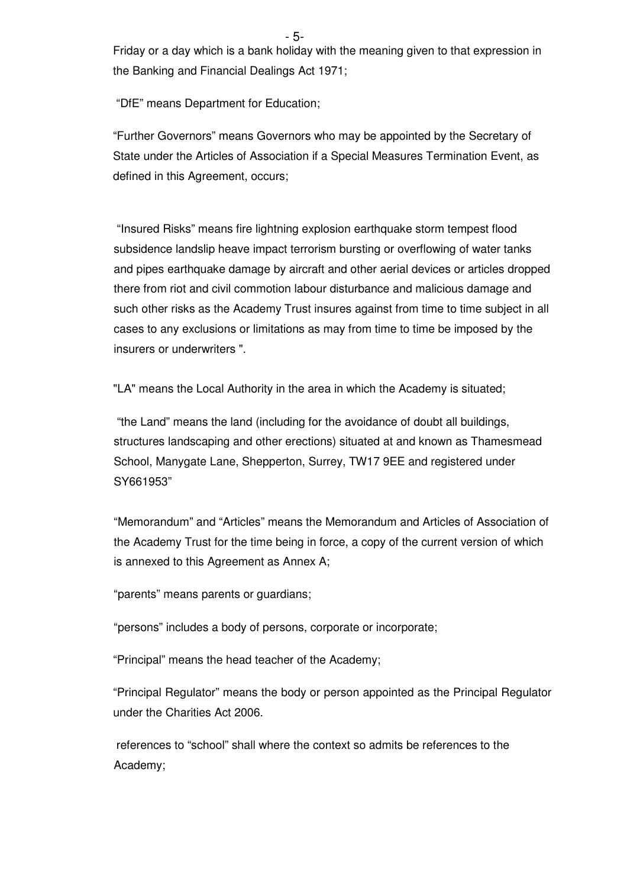Friday or a day which is a bank holiday with the meaning given to that expression in the Banking and Financial Dealings Act 1971;

"DfE" means Department for Education;

"Further Governors" means Governors who may be appointed by the Secretary of State under the Articles of Association if a Special Measures Termination Event, as defined in this Agreement, occurs;

"Insured Risks" means fire lightning explosion earthquake storm tempest flood subsidence landslip heave impact terrorism bursting or overflowing of water tanks and pipes earthquake damage by aircraft and other aerial devices or articles dropped there from riot and civil commotion labour disturbance and malicious damage and such other risks as the Academy Trust insures against from time to time subject in all cases to any exclusions or limitations as may from time to time be imposed by the insurers or underwriters ".

"LA" means the Local Authority in the area in which the Academy is situated;

"the Land" means the land (including for the avoidance of doubt all buildings, structures landscaping and other erections) situated at and known as Thamesmead School, Manygate Lane, Shepperton, Surrey, TW17 9EE and registered under SY661953"

"Memorandum" and "Articles" means the Memorandum and Articles of Association of the Academy Trust for the time being in force, a copy of the current version of which is annexed to this Agreement as Annex A;

"parents" means parents or guardians;

"persons" includes a body of persons, corporate or incorporate;

"Principal" means the head teacher of the Academy;

"Principal Regulator" means the body or person appointed as the Principal Regulator under the Charities Act 2006.

references to "school" shall where the context so admits be references to the Academy;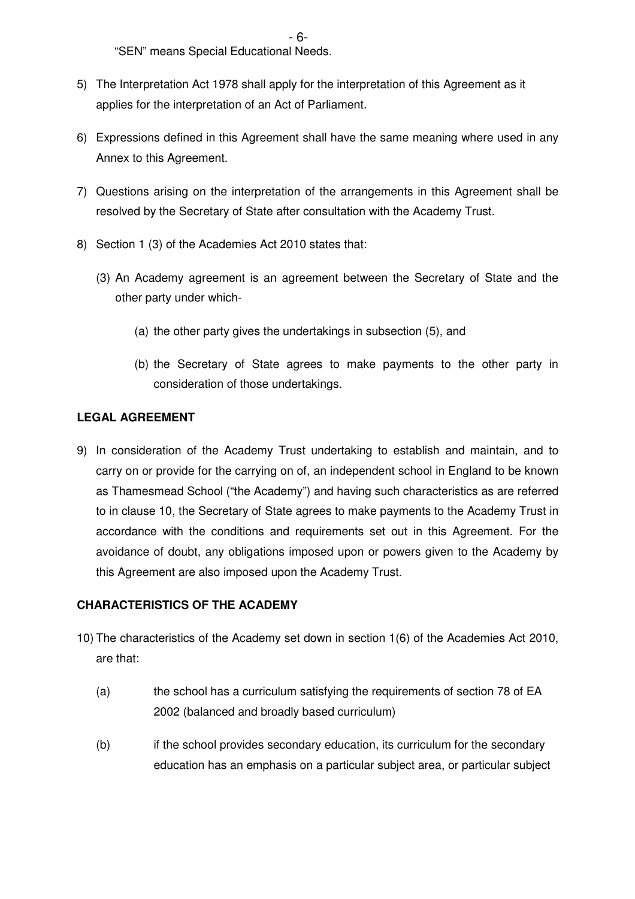"SEN" means Special Educational Needs.

5) The Interpretation Act 1978 shall apply for the interpretation of this Agreement as it applies for the interpretation of an Act of Parliament.

6) Expressions defined in this Agreement shall have the same meaning where used in any Annex to this Agreement.

7) Questions arising on the interpretation of the arrangements in this Agreement shall be resolved by the Secretary of State after consultation with the Academy Trust.

8) Section 1 (3) of the Academies Act 2010 states that:

   (3) An Academy agreement is an agreement between the Secretary of State and the other party under which-

      (a) the other party gives the undertakings in subsection (5), and

      (b) the Secretary of State agrees to make payments to the other party in consideration of those undertakings.

**LEGAL AGREEMENT**

9) In consideration of the Academy Trust undertaking to establish and maintain, and to carry on or provide for the carrying on of, an independent school in England to be known as Thamesmead School ("the Academy") and having such characteristics as are referred to in clause 10, the Secretary of State agrees to make payments to the Academy Trust in accordance with the conditions and requirements set out in this Agreement. For the avoidance of doubt, any obligations imposed upon or powers given to the Academy by this Agreement are also imposed upon the Academy Trust.

**CHARACTERISTICS OF THE ACADEMY**

10) The characteristics of the Academy set down in section 1(6) of the Academies Act 2010, are that:

   (a) the school has a curriculum satisfying the requirements of section 78 of EA 2002 (balanced and broadly based curriculum)

   (b) if the school provides secondary education, its curriculum for the secondary education has an emphasis on a particular subject area, or particular subject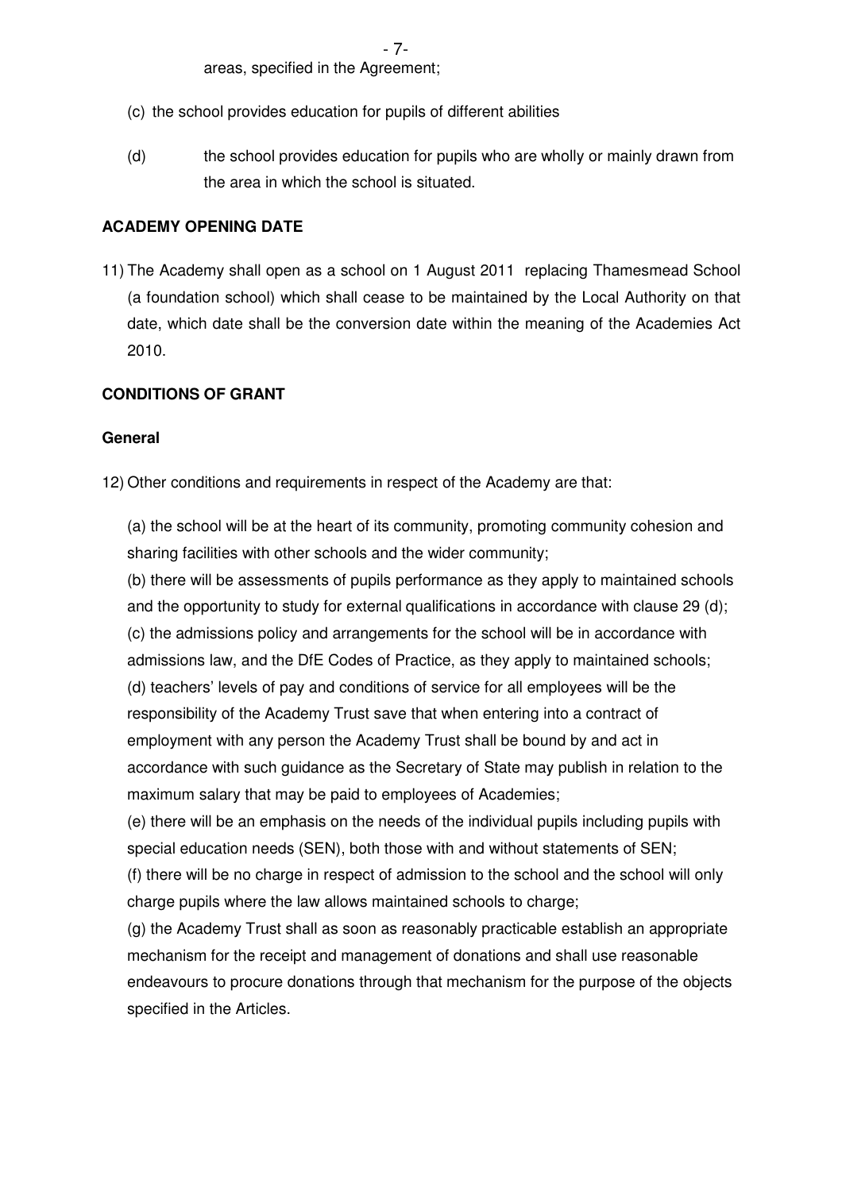areas, specified in the Agreement;

(c) the school provides education for pupils of different abilities

(d) the school provides education for pupils who are wholly or mainly drawn from the area in which the school is situated.

**ACADEMY OPENING DATE**

11) The Academy shall open as a school on 1 August 2011 replacing Thamesmead School (a foundation school) which shall cease to be maintained by the Local Authority on that date, which date shall be the conversion date within the meaning of the Academies Act 2010.

**CONDITIONS OF GRANT**

**General**

12) Other conditions and requirements in respect of the Academy are that:

(a) the school will be at the heart of its community, promoting community cohesion and sharing facilities with other schools and the wider community;

(b) there will be assessments of pupils performance as they apply to maintained schools and the opportunity to study for external qualifications in accordance with clause 29 (d);

(c) the admissions policy and arrangements for the school will be in accordance with admissions law, and the DfE Codes of Practice, as they apply to maintained schools;

(d) teachers' levels of pay and conditions of service for all employees will be the responsibility of the Academy Trust save that when entering into a contract of employment with any person the Academy Trust shall be bound by and act in accordance with such guidance as the Secretary of State may publish in relation to the maximum salary that may be paid to employees of Academies;

(e) there will be an emphasis on the needs of the individual pupils including pupils with special education needs (SEN), both those with and without statements of SEN;

(f) there will be no charge in respect of admission to the school and the school will only charge pupils where the law allows maintained schools to charge;

(g) the Academy Trust shall as soon as reasonably practicable establish an appropriate mechanism for the receipt and management of donations and shall use reasonable endeavours to procure donations through that mechanism for the purpose of the objects specified in the Articles.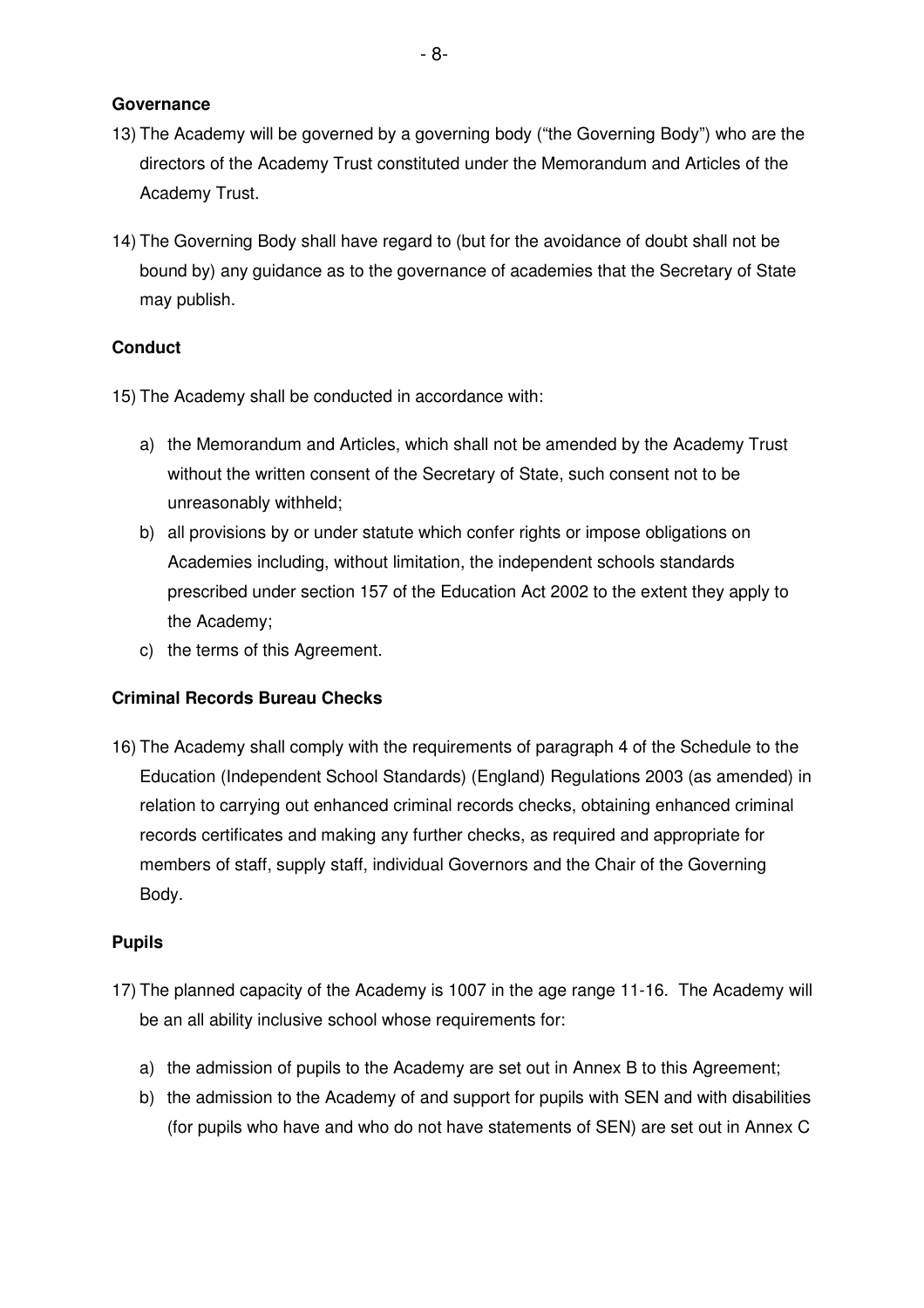**Governance**

13) The Academy will be governed by a governing body ("the Governing Body") who are the directors of the Academy Trust constituted under the Memorandum and Articles of the Academy Trust.

14) The Governing Body shall have regard to (but for the avoidance of doubt shall not be bound by) any guidance as to the governance of academies that the Secretary of State may publish.

**Conduct**

15) The Academy shall be conducted in accordance with:

   a) the Memorandum and Articles, which shall not be amended by the Academy Trust without the written consent of the Secretary of State, such consent not to be unreasonably withheld;
   b) all provisions by or under statute which confer rights or impose obligations on Academies including, without limitation, the independent schools standards prescribed under section 157 of the Education Act 2002 to the extent they apply to the Academy;
   c) the terms of this Agreement.

**Criminal Records Bureau Checks**

16) The Academy shall comply with the requirements of paragraph 4 of the Schedule to the Education (Independent School Standards) (England) Regulations 2003 (as amended) in relation to carrying out enhanced criminal records checks, obtaining enhanced criminal records certificates and making any further checks, as required and appropriate for members of staff, supply staff, individual Governors and the Chair of the Governing Body.

**Pupils**

17) The planned capacity of the Academy is 1007 in the age range 11-16. The Academy will be an all ability inclusive school whose requirements for:

   a) the admission of pupils to the Academy are set out in Annex B to this Agreement;
   b) the admission to the Academy of and support for pupils with SEN and with disabilities (for pupils who have and who do not have statements of SEN) are set out in Annex C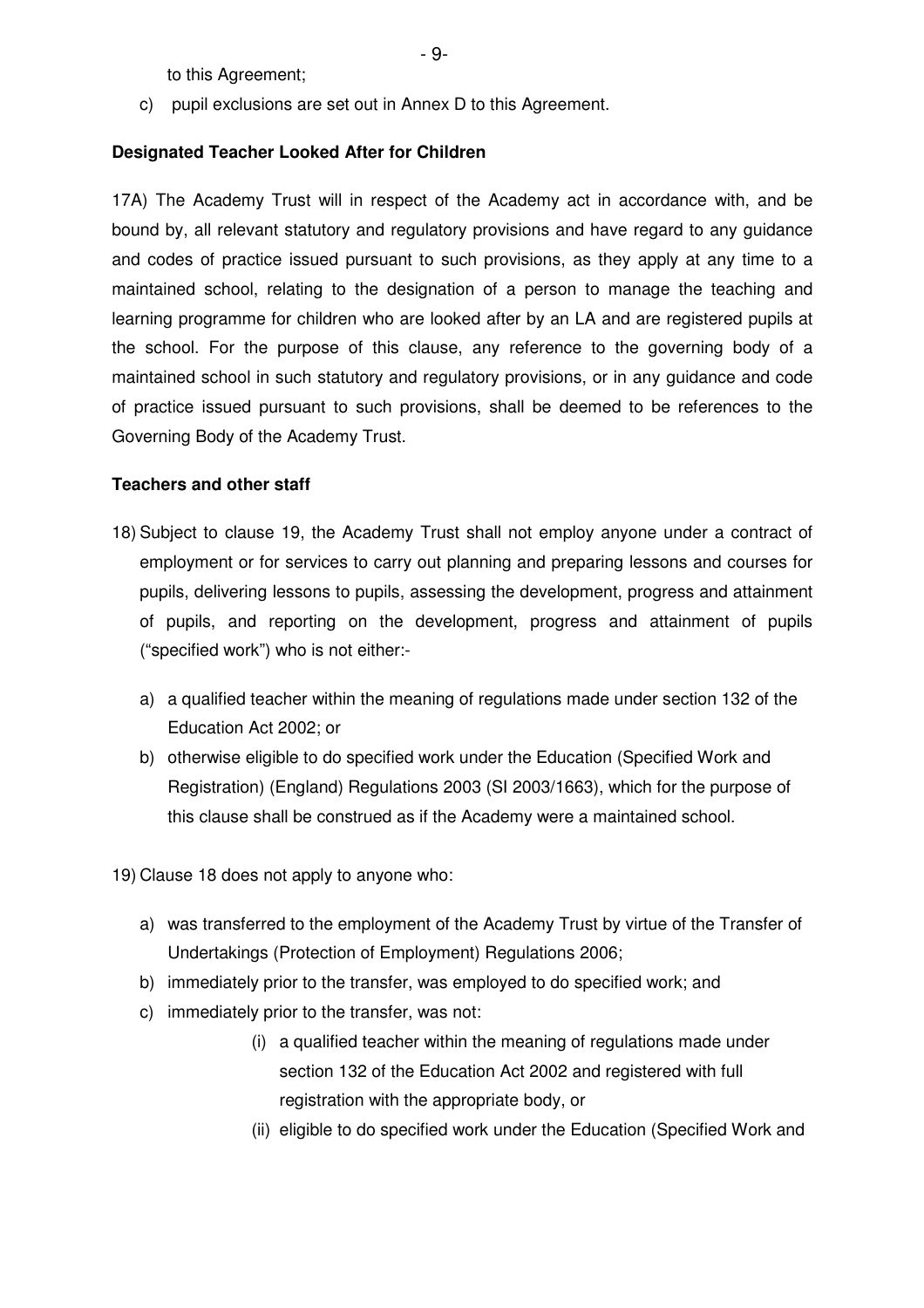to this Agreement;

c) pupil exclusions are set out in Annex D to this Agreement.

**Designated Teacher Looked After for Children**

17A) The Academy Trust will in respect of the Academy act in accordance with, and be bound by, all relevant statutory and regulatory provisions and have regard to any guidance and codes of practice issued pursuant to such provisions, as they apply at any time to a maintained school, relating to the designation of a person to manage the teaching and learning programme for children who are looked after by an LA and are registered pupils at the school. For the purpose of this clause, any reference to the governing body of a maintained school in such statutory and regulatory provisions, or in any guidance and code of practice issued pursuant to such provisions, shall be deemed to be references to the Governing Body of the Academy Trust.

**Teachers and other staff**

18) Subject to clause 19, the Academy Trust shall not employ anyone under a contract of employment or for services to carry out planning and preparing lessons and courses for pupils, delivering lessons to pupils, assessing the development, progress and attainment of pupils, and reporting on the development, progress and attainment of pupils ("specified work") who is not either:-

   a) a qualified teacher within the meaning of regulations made under section 132 of the Education Act 2002; or
   b) otherwise eligible to do specified work under the Education (Specified Work and Registration) (England) Regulations 2003 (SI 2003/1663), which for the purpose of this clause shall be construed as if the Academy were a maintained school.

19) Clause 18 does not apply to anyone who:

   a) was transferred to the employment of the Academy Trust by virtue of the Transfer of Undertakings (Protection of Employment) Regulations 2006;
   b) immediately prior to the transfer, was employed to do specified work; and
   c) immediately prior to the transfer, was not:
      (i) a qualified teacher within the meaning of regulations made under section 132 of the Education Act 2002 and registered with full registration with the appropriate body, or
      (ii) eligible to do specified work under the Education (Specified Work and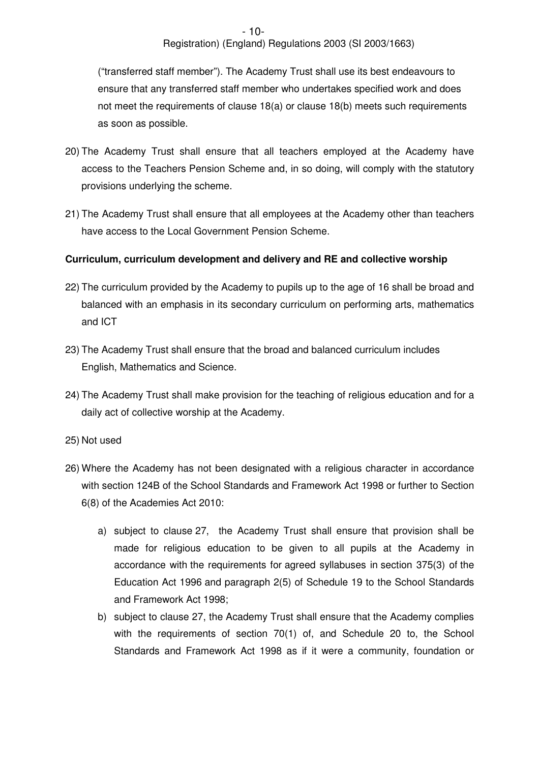("transferred staff member"). The Academy Trust shall use its best endeavours to ensure that any transferred staff member who undertakes specified work and does not meet the requirements of clause 18(a) or clause 18(b) meets such requirements as soon as possible.

20) The Academy Trust shall ensure that all teachers employed at the Academy have access to the Teachers Pension Scheme and, in so doing, will comply with the statutory provisions underlying the scheme.

21) The Academy Trust shall ensure that all employees at the Academy other than teachers have access to the Local Government Pension Scheme.

**Curriculum, curriculum development and delivery and RE and collective worship**

22) The curriculum provided by the Academy to pupils up to the age of 16 shall be broad and balanced with an emphasis in its secondary curriculum on performing arts, mathematics and ICT

23) The Academy Trust shall ensure that the broad and balanced curriculum includes English, Mathematics and Science.

24) The Academy Trust shall make provision for the teaching of religious education and for a daily act of collective worship at the Academy.

25) Not used

26) Where the Academy has not been designated with a religious character in accordance with section 124B of the School Standards and Framework Act 1998 or further to Section 6(8) of the Academies Act 2010:

    a) subject to clause 27, the Academy Trust shall ensure that provision shall be made for religious education to be given to all pupils at the Academy in accordance with the requirements for agreed syllabuses in section 375(3) of the Education Act 1996 and paragraph 2(5) of Schedule 19 to the School Standards and Framework Act 1998;

    b) subject to clause 27, the Academy Trust shall ensure that the Academy complies with the requirements of section 70(1) of, and Schedule 20 to, the School Standards and Framework Act 1998 as if it were a community, foundation or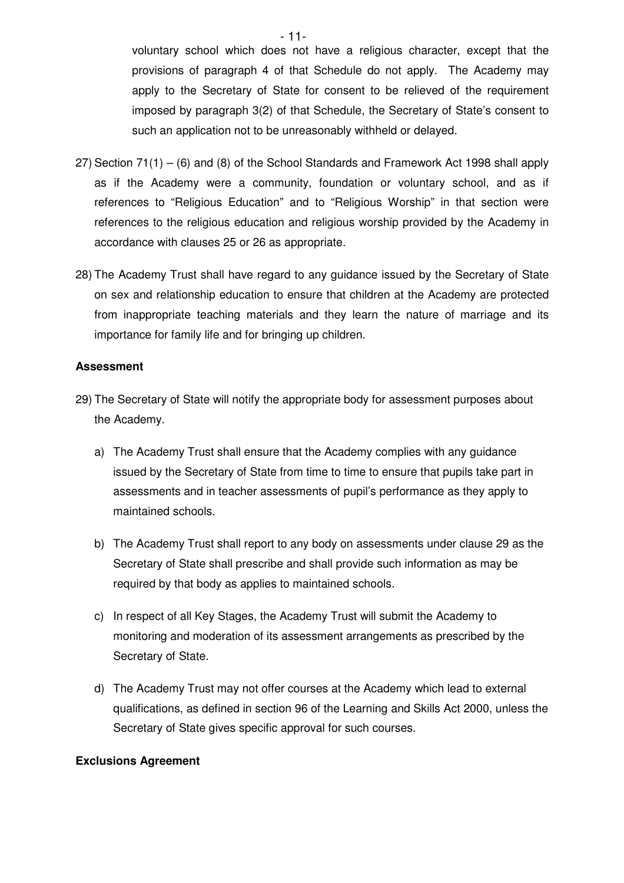voluntary school which does not have a religious character, except that the provisions of paragraph 4 of that Schedule do not apply. The Academy may apply to the Secretary of State for consent to be relieved of the requirement imposed by paragraph 3(2) of that Schedule, the Secretary of State's consent to such an application not to be unreasonably withheld or delayed.

27) Section 71(1) – (6) and (8) of the School Standards and Framework Act 1998 shall apply as if the Academy were a community, foundation or voluntary school, and as if references to "Religious Education" and to "Religious Worship" in that section were references to the religious education and religious worship provided by the Academy in accordance with clauses 25 or 26 as appropriate.

28) The Academy Trust shall have regard to any guidance issued by the Secretary of State on sex and relationship education to ensure that children at the Academy are protected from inappropriate teaching materials and they learn the nature of marriage and its importance for family life and for bringing up children.

**Assessment**

29) The Secretary of State will notify the appropriate body for assessment purposes about the Academy.

   a) The Academy Trust shall ensure that the Academy complies with any guidance issued by the Secretary of State from time to time to ensure that pupils take part in assessments and in teacher assessments of pupil's performance as they apply to maintained schools.

   b) The Academy Trust shall report to any body on assessments under clause 29 as the Secretary of State shall prescribe and shall provide such information as may be required by that body as applies to maintained schools.

   c) In respect of all Key Stages, the Academy Trust will submit the Academy to monitoring and moderation of its assessment arrangements as prescribed by the Secretary of State.

   d) The Academy Trust may not offer courses at the Academy which lead to external qualifications, as defined in section 96 of the Learning and Skills Act 2000, unless the Secretary of State gives specific approval for such courses.

**Exclusions Agreement**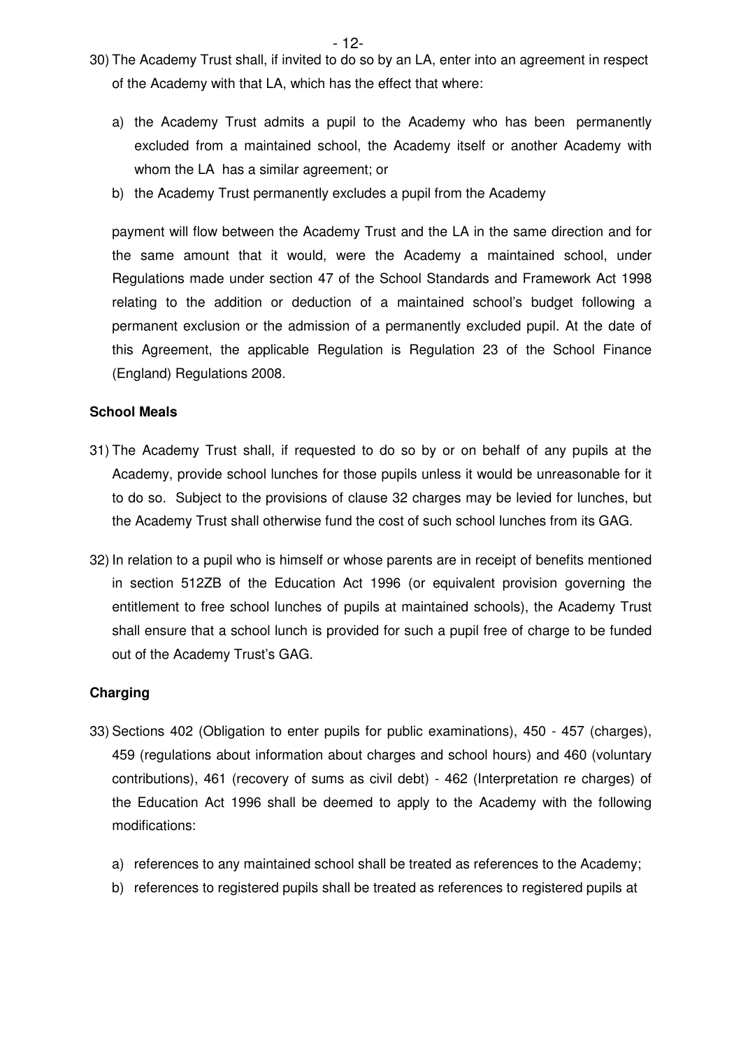30) The Academy Trust shall, if invited to do so by an LA, enter into an agreement in respect of the Academy with that LA, which has the effect that where:

a) the Academy Trust admits a pupil to the Academy who has been permanently excluded from a maintained school, the Academy itself or another Academy with whom the LA has a similar agreement; or

b) the Academy Trust permanently excludes a pupil from the Academy

payment will flow between the Academy Trust and the LA in the same direction and for the same amount that it would, were the Academy a maintained school, under Regulations made under section 47 of the School Standards and Framework Act 1998 relating to the addition or deduction of a maintained school's budget following a permanent exclusion or the admission of a permanently excluded pupil. At the date of this Agreement, the applicable Regulation is Regulation 23 of the School Finance (England) Regulations 2008.

**School Meals**

31) The Academy Trust shall, if requested to do so by or on behalf of any pupils at the Academy, provide school lunches for those pupils unless it would be unreasonable for it to do so. Subject to the provisions of clause 32 charges may be levied for lunches, but the Academy Trust shall otherwise fund the cost of such school lunches from its GAG.

32) In relation to a pupil who is himself or whose parents are in receipt of benefits mentioned in section 512ZB of the Education Act 1996 (or equivalent provision governing the entitlement to free school lunches of pupils at maintained schools), the Academy Trust shall ensure that a school lunch is provided for such a pupil free of charge to be funded out of the Academy Trust's GAG.

**Charging**

33) Sections 402 (Obligation to enter pupils for public examinations), 450 - 457 (charges), 459 (regulations about information about charges and school hours) and 460 (voluntary contributions), 461 (recovery of sums as civil debt) - 462 (Interpretation re charges) of the Education Act 1996 shall be deemed to apply to the Academy with the following modifications:

a) references to any maintained school shall be treated as references to the Academy;

b) references to registered pupils shall be treated as references to registered pupils at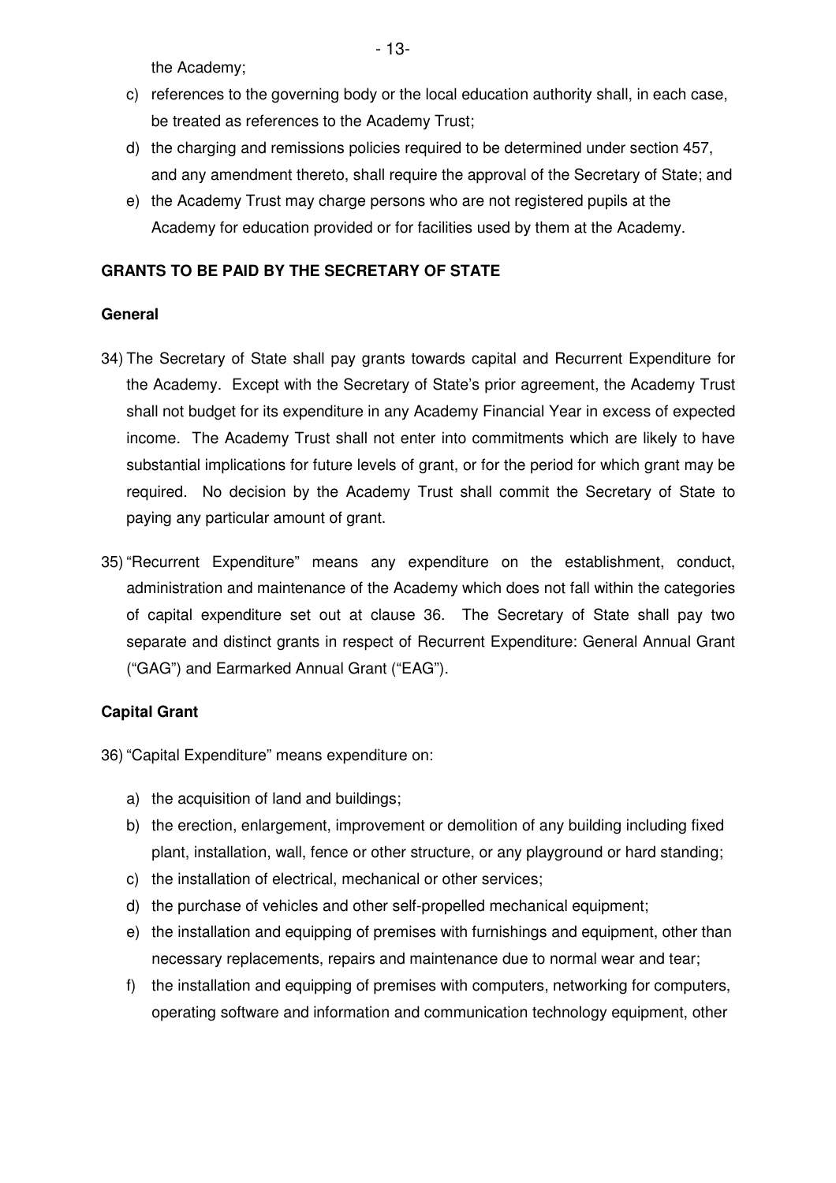the Academy;

c) references to the governing body or the local education authority shall, in each case, be treated as references to the Academy Trust;
d) the charging and remissions policies required to be determined under section 457, and any amendment thereto, shall require the approval of the Secretary of State; and
e) the Academy Trust may charge persons who are not registered pupils at the Academy for education provided or for facilities used by them at the Academy.

**GRANTS TO BE PAID BY THE SECRETARY OF STATE**

**General**

34) The Secretary of State shall pay grants towards capital and Recurrent Expenditure for the Academy. Except with the Secretary of State's prior agreement, the Academy Trust shall not budget for its expenditure in any Academy Financial Year in excess of expected income. The Academy Trust shall not enter into commitments which are likely to have substantial implications for future levels of grant, or for the period for which grant may be required. No decision by the Academy Trust shall commit the Secretary of State to paying any particular amount of grant.

35) "Recurrent Expenditure" means any expenditure on the establishment, conduct, administration and maintenance of the Academy which does not fall within the categories of capital expenditure set out at clause 36. The Secretary of State shall pay two separate and distinct grants in respect of Recurrent Expenditure: General Annual Grant ("GAG") and Earmarked Annual Grant ("EAG").

**Capital Grant**

36) "Capital Expenditure" means expenditure on:

a) the acquisition of land and buildings;
b) the erection, enlargement, improvement or demolition of any building including fixed plant, installation, wall, fence or other structure, or any playground or hard standing;
c) the installation of electrical, mechanical or other services;
d) the purchase of vehicles and other self-propelled mechanical equipment;
e) the installation and equipping of premises with furnishings and equipment, other than necessary replacements, repairs and maintenance due to normal wear and tear;
f) the installation and equipping of premises with computers, networking for computers, operating software and information and communication technology equipment, other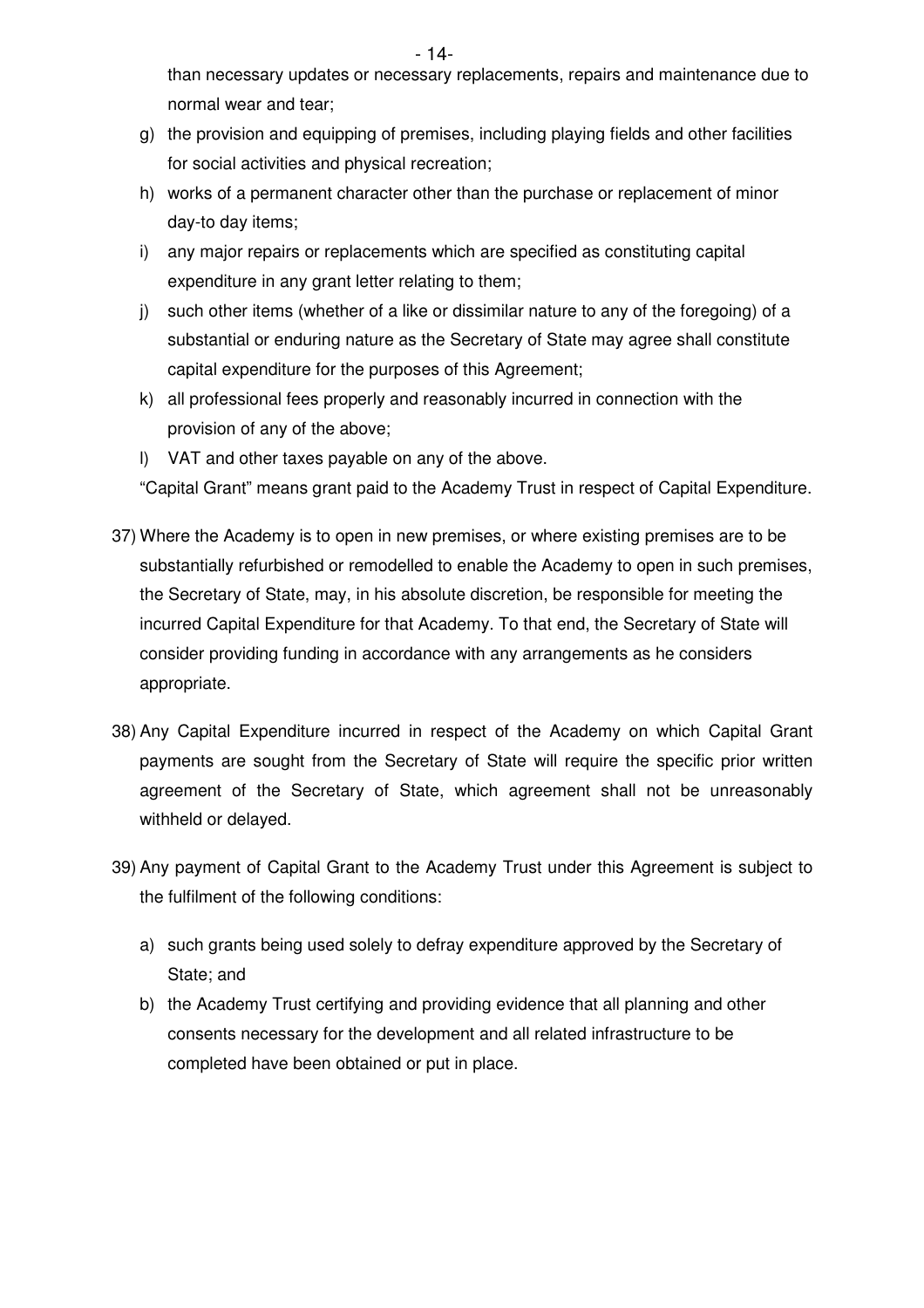than necessary updates or necessary replacements, repairs and maintenance due to normal wear and tear;

g) the provision and equipping of premises, including playing fields and other facilities for social activities and physical recreation;

h) works of a permanent character other than the purchase or replacement of minor day-to day items;

i) any major repairs or replacements which are specified as constituting capital expenditure in any grant letter relating to them;

j) such other items (whether of a like or dissimilar nature to any of the foregoing) of a substantial or enduring nature as the Secretary of State may agree shall constitute capital expenditure for the purposes of this Agreement;

k) all professional fees properly and reasonably incurred in connection with the provision of any of the above;

l) VAT and other taxes payable on any of the above.

"Capital Grant" means grant paid to the Academy Trust in respect of Capital Expenditure.

37) Where the Academy is to open in new premises, or where existing premises are to be substantially refurbished or remodelled to enable the Academy to open in such premises, the Secretary of State, may, in his absolute discretion, be responsible for meeting the incurred Capital Expenditure for that Academy. To that end, the Secretary of State will consider providing funding in accordance with any arrangements as he considers appropriate.

38) Any Capital Expenditure incurred in respect of the Academy on which Capital Grant payments are sought from the Secretary of State will require the specific prior written agreement of the Secretary of State, which agreement shall not be unreasonably withheld or delayed.

39) Any payment of Capital Grant to the Academy Trust under this Agreement is subject to the fulfilment of the following conditions:

a) such grants being used solely to defray expenditure approved by the Secretary of State; and

b) the Academy Trust certifying and providing evidence that all planning and other consents necessary for the development and all related infrastructure to be completed have been obtained or put in place.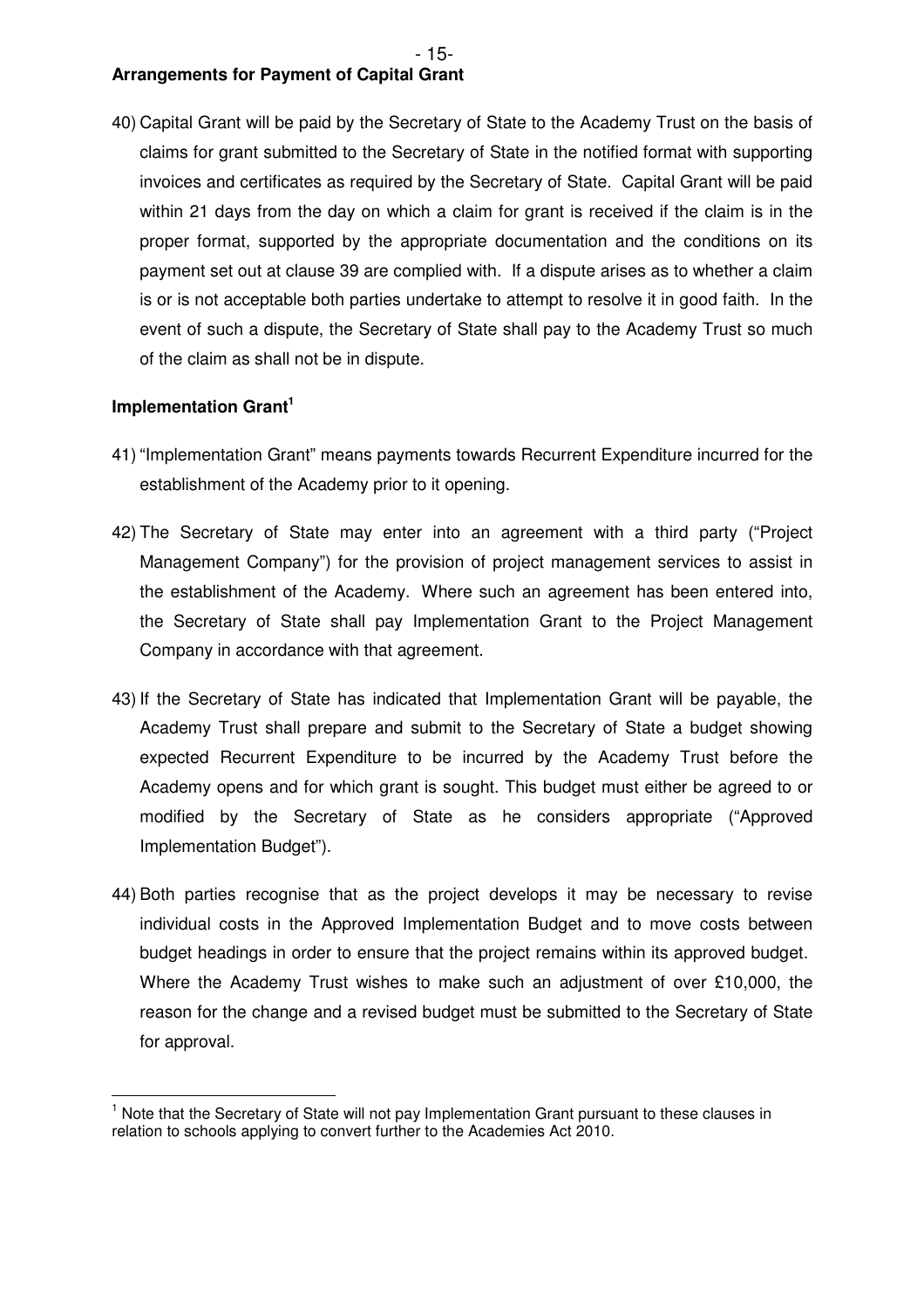**Arrangements for Payment of Capital Grant**

40) Capital Grant will be paid by the Secretary of State to the Academy Trust on the basis of claims for grant submitted to the Secretary of State in the notified format with supporting invoices and certificates as required by the Secretary of State. Capital Grant will be paid within 21 days from the day on which a claim for grant is received if the claim is in the proper format, supported by the appropriate documentation and the conditions on its payment set out at clause 39 are complied with. If a dispute arises as to whether a claim is or is not acceptable both parties undertake to attempt to resolve it in good faith. In the event of such a dispute, the Secretary of State shall pay to the Academy Trust so much of the claim as shall not be in dispute.

**Implementation Grant[1]**

41) "Implementation Grant" means payments towards Recurrent Expenditure incurred for the establishment of the Academy prior to it opening.

42) The Secretary of State may enter into an agreement with a third party ("Project Management Company") for the provision of project management services to assist in the establishment of the Academy. Where such an agreement has been entered into, the Secretary of State shall pay Implementation Grant to the Project Management Company in accordance with that agreement.

43) If the Secretary of State has indicated that Implementation Grant will be payable, the Academy Trust shall prepare and submit to the Secretary of State a budget showing expected Recurrent Expenditure to be incurred by the Academy Trust before the Academy opens and for which grant is sought. This budget must either be agreed to or modified by the Secretary of State as he considers appropriate ("Approved Implementation Budget").

44) Both parties recognise that as the project develops it may be necessary to revise individual costs in the Approved Implementation Budget and to move costs between budget headings in order to ensure that the project remains within its approved budget. Where the Academy Trust wishes to make such an adjustment of over £10,000, the reason for the change and a revised budget must be submitted to the Secretary of State for approval.

---

[1] Note that the Secretary of State will not pay Implementation Grant pursuant to these clauses in relation to schools applying to convert further to the Academies Act 2010.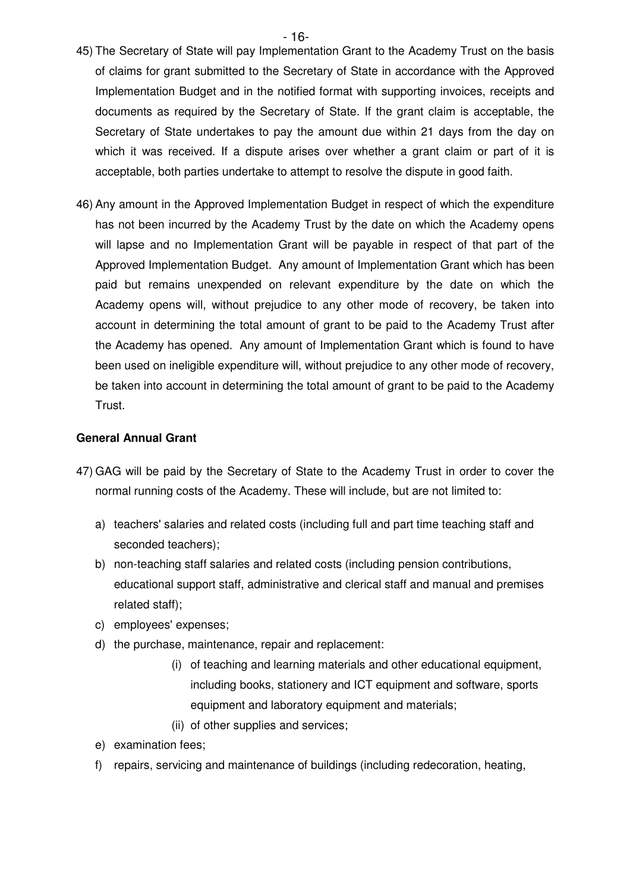45) The Secretary of State will pay Implementation Grant to the Academy Trust on the basis of claims for grant submitted to the Secretary of State in accordance with the Approved Implementation Budget and in the notified format with supporting invoices, receipts and documents as required by the Secretary of State. If the grant claim is acceptable, the Secretary of State undertakes to pay the amount due within 21 days from the day on which it was received. If a dispute arises over whether a grant claim or part of it is acceptable, both parties undertake to attempt to resolve the dispute in good faith.

46) Any amount in the Approved Implementation Budget in respect of which the expenditure has not been incurred by the Academy Trust by the date on which the Academy opens will lapse and no Implementation Grant will be payable in respect of that part of the Approved Implementation Budget. Any amount of Implementation Grant which has been paid but remains unexpended on relevant expenditure by the date on which the Academy opens will, without prejudice to any other mode of recovery, be taken into account in determining the total amount of grant to be paid to the Academy Trust after the Academy has opened. Any amount of Implementation Grant which is found to have been used on ineligible expenditure will, without prejudice to any other mode of recovery, be taken into account in determining the total amount of grant to be paid to the Academy Trust.

**General Annual Grant**

47) GAG will be paid by the Secretary of State to the Academy Trust in order to cover the normal running costs of the Academy. These will include, but are not limited to:

   a) teachers' salaries and related costs (including full and part time teaching staff and seconded teachers);
   b) non-teaching staff salaries and related costs (including pension contributions, educational support staff, administrative and clerical staff and manual and premises related staff);
   c) employees' expenses;
   d) the purchase, maintenance, repair and replacement:
      (i) of teaching and learning materials and other educational equipment, including books, stationery and ICT equipment and software, sports equipment and laboratory equipment and materials;
      (ii) of other supplies and services;
   e) examination fees;
   f) repairs, servicing and maintenance of buildings (including redecoration, heating,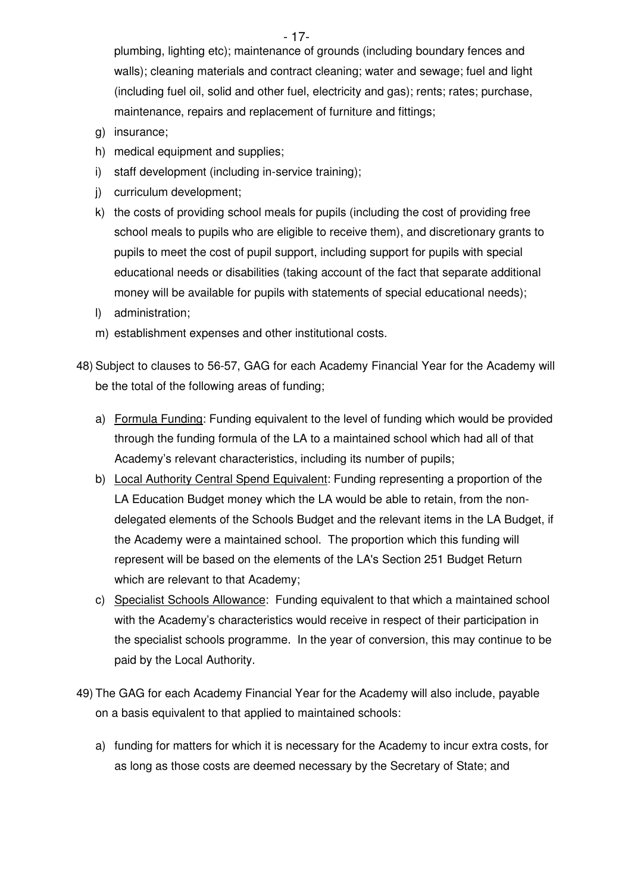plumbing, lighting etc); maintenance of grounds (including boundary fences and walls); cleaning materials and contract cleaning; water and sewage; fuel and light (including fuel oil, solid and other fuel, electricity and gas); rents; rates; purchase, maintenance, repairs and replacement of furniture and fittings;

g) insurance;

h) medical equipment and supplies;

i) staff development (including in-service training);

j) curriculum development;

k) the costs of providing school meals for pupils (including the cost of providing free school meals to pupils who are eligible to receive them), and discretionary grants to pupils to meet the cost of pupil support, including support for pupils with special educational needs or disabilities (taking account of the fact that separate additional money will be available for pupils with statements of special educational needs);

l) administration;

m) establishment expenses and other institutional costs.

48) Subject to clauses to 56-57, GAG for each Academy Financial Year for the Academy will be the total of the following areas of funding;

   a) <u>Formula Funding</u>: Funding equivalent to the level of funding which would be provided through the funding formula of the LA to a maintained school which had all of that Academy's relevant characteristics, including its number of pupils;

   b) <u>Local Authority Central Spend Equivalent</u>: Funding representing a proportion of the LA Education Budget money which the LA would be able to retain, from the non-delegated elements of the Schools Budget and the relevant items in the LA Budget, if the Academy were a maintained school. The proportion which this funding will represent will be based on the elements of the LA's Section 251 Budget Return which are relevant to that Academy;

   c) <u>Specialist Schools Allowance</u>: Funding equivalent to that which a maintained school with the Academy's characteristics would receive in respect of their participation in the specialist schools programme. In the year of conversion, this may continue to be paid by the Local Authority.

49) The GAG for each Academy Financial Year for the Academy will also include, payable on a basis equivalent to that applied to maintained schools:

   a) funding for matters for which it is necessary for the Academy to incur extra costs, for as long as those costs are deemed necessary by the Secretary of State; and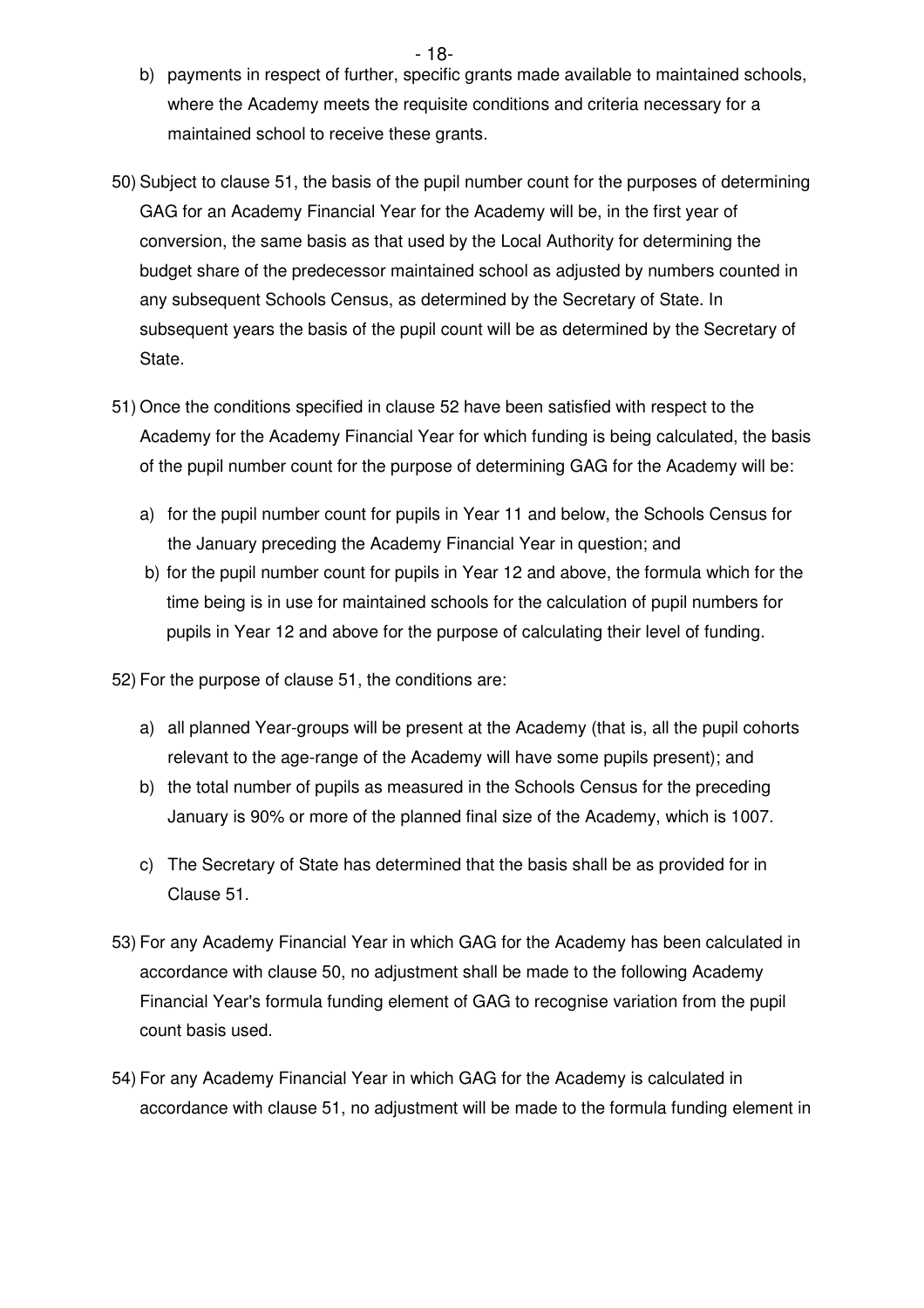b) payments in respect of further, specific grants made available to maintained schools, where the Academy meets the requisite conditions and criteria necessary for a maintained school to receive these grants.

50) Subject to clause 51, the basis of the pupil number count for the purposes of determining GAG for an Academy Financial Year for the Academy will be, in the first year of conversion, the same basis as that used by the Local Authority for determining the budget share of the predecessor maintained school as adjusted by numbers counted in any subsequent Schools Census, as determined by the Secretary of State. In subsequent years the basis of the pupil count will be as determined by the Secretary of State.

51) Once the conditions specified in clause 52 have been satisfied with respect to the Academy for the Academy Financial Year for which funding is being calculated, the basis of the pupil number count for the purpose of determining GAG for the Academy will be:

a) for the pupil number count for pupils in Year 11 and below, the Schools Census for the January preceding the Academy Financial Year in question; and

b) for the pupil number count for pupils in Year 12 and above, the formula which for the time being is in use for maintained schools for the calculation of pupil numbers for pupils in Year 12 and above for the purpose of calculating their level of funding.

52) For the purpose of clause 51, the conditions are:

a) all planned Year-groups will be present at the Academy (that is, all the pupil cohorts relevant to the age-range of the Academy will have some pupils present); and

b) the total number of pupils as measured in the Schools Census for the preceding January is 90% or more of the planned final size of the Academy, which is 1007.

c) The Secretary of State has determined that the basis shall be as provided for in Clause 51.

53) For any Academy Financial Year in which GAG for the Academy has been calculated in accordance with clause 50, no adjustment shall be made to the following Academy Financial Year's formula funding element of GAG to recognise variation from the pupil count basis used.

54) For any Academy Financial Year in which GAG for the Academy is calculated in accordance with clause 51, no adjustment will be made to the formula funding element in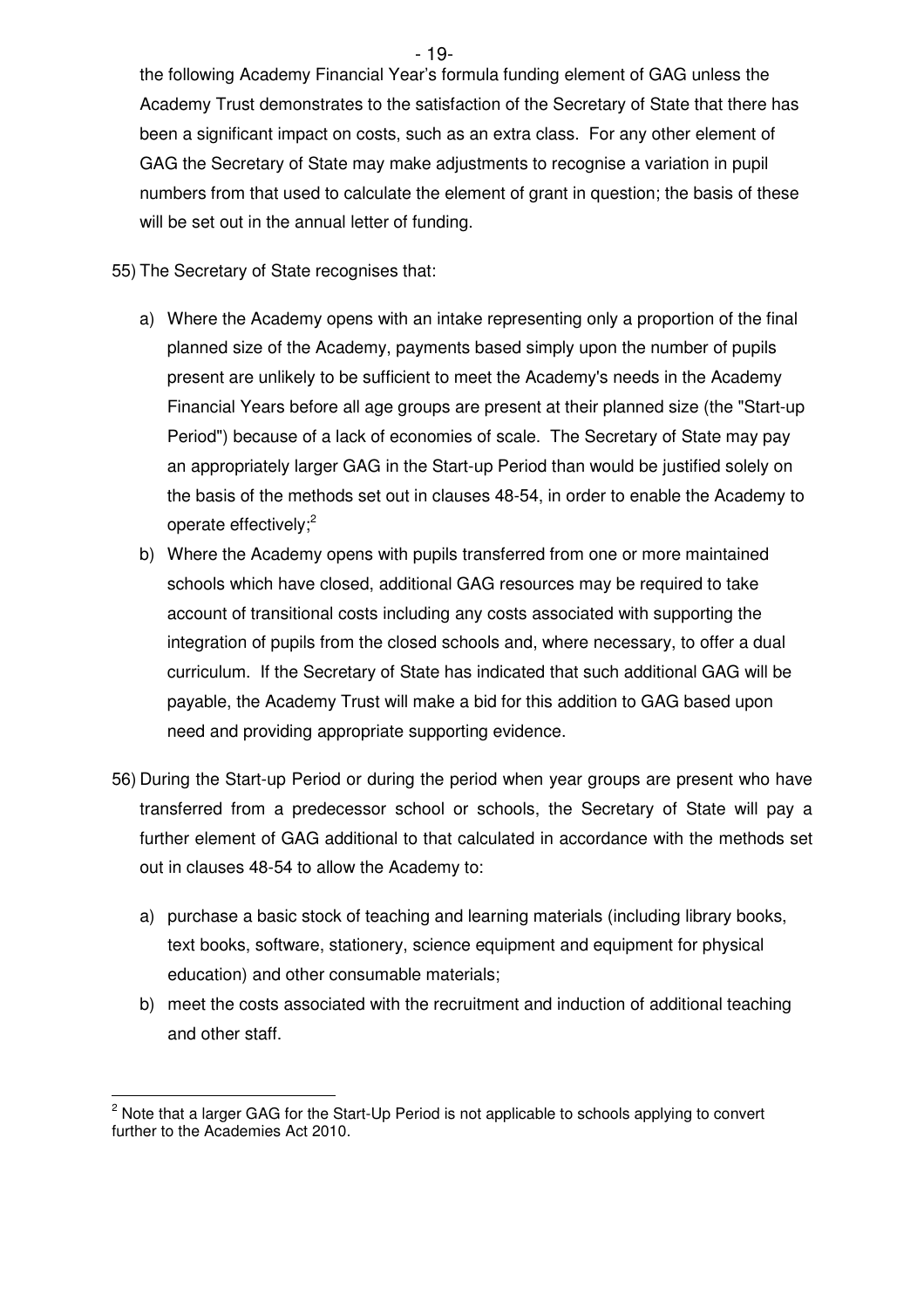the following Academy Financial Year's formula funding element of GAG unless the Academy Trust demonstrates to the satisfaction of the Secretary of State that there has been a significant impact on costs, such as an extra class. For any other element of GAG the Secretary of State may make adjustments to recognise a variation in pupil numbers from that used to calculate the element of grant in question; the basis of these will be set out in the annual letter of funding.

55) The Secretary of State recognises that:

a) Where the Academy opens with an intake representing only a proportion of the final planned size of the Academy, payments based simply upon the number of pupils present are unlikely to be sufficient to meet the Academy's needs in the Academy Financial Years before all age groups are present at their planned size (the "Start-up Period") because of a lack of economies of scale. The Secretary of State may pay an appropriately larger GAG in the Start-up Period than would be justified solely on the basis of the methods set out in clauses 48-54, in order to enable the Academy to operate effectively;[2]

b) Where the Academy opens with pupils transferred from one or more maintained schools which have closed, additional GAG resources may be required to take account of transitional costs including any costs associated with supporting the integration of pupils from the closed schools and, where necessary, to offer a dual curriculum. If the Secretary of State has indicated that such additional GAG will be payable, the Academy Trust will make a bid for this addition to GAG based upon need and providing appropriate supporting evidence.

56) During the Start-up Period or during the period when year groups are present who have transferred from a predecessor school or schools, the Secretary of State will pay a further element of GAG additional to that calculated in accordance with the methods set out in clauses 48-54 to allow the Academy to:

a) purchase a basic stock of teaching and learning materials (including library books, text books, software, stationery, science equipment and equipment for physical education) and other consumable materials;

b) meet the costs associated with the recruitment and induction of additional teaching and other staff.

---

[2] Note that a larger GAG for the Start-Up Period is not applicable to schools applying to convert further to the Academies Act 2010.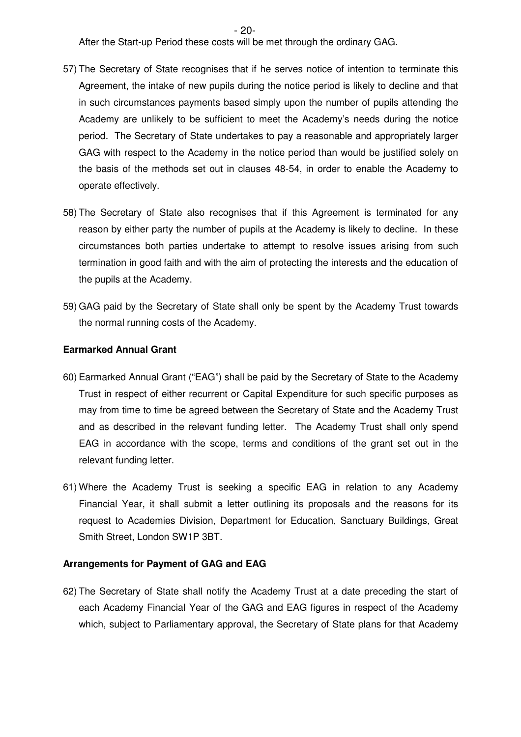After the Start-up Period these costs will be met through the ordinary GAG.

57) The Secretary of State recognises that if he serves notice of intention to terminate this Agreement, the intake of new pupils during the notice period is likely to decline and that in such circumstances payments based simply upon the number of pupils attending the Academy are unlikely to be sufficient to meet the Academy's needs during the notice period. The Secretary of State undertakes to pay a reasonable and appropriately larger GAG with respect to the Academy in the notice period than would be justified solely on the basis of the methods set out in clauses 48-54, in order to enable the Academy to operate effectively.

58) The Secretary of State also recognises that if this Agreement is terminated for any reason by either party the number of pupils at the Academy is likely to decline. In these circumstances both parties undertake to attempt to resolve issues arising from such termination in good faith and with the aim of protecting the interests and the education of the pupils at the Academy.

59) GAG paid by the Secretary of State shall only be spent by the Academy Trust towards the normal running costs of the Academy.

**Earmarked Annual Grant**

60) Earmarked Annual Grant ("EAG") shall be paid by the Secretary of State to the Academy Trust in respect of either recurrent or Capital Expenditure for such specific purposes as may from time to time be agreed between the Secretary of State and the Academy Trust and as described in the relevant funding letter. The Academy Trust shall only spend EAG in accordance with the scope, terms and conditions of the grant set out in the relevant funding letter.

61) Where the Academy Trust is seeking a specific EAG in relation to any Academy Financial Year, it shall submit a letter outlining its proposals and the reasons for its request to Academies Division, Department for Education, Sanctuary Buildings, Great Smith Street, London SW1P 3BT.

**Arrangements for Payment of GAG and EAG**

62) The Secretary of State shall notify the Academy Trust at a date preceding the start of each Academy Financial Year of the GAG and EAG figures in respect of the Academy which, subject to Parliamentary approval, the Secretary of State plans for that Academy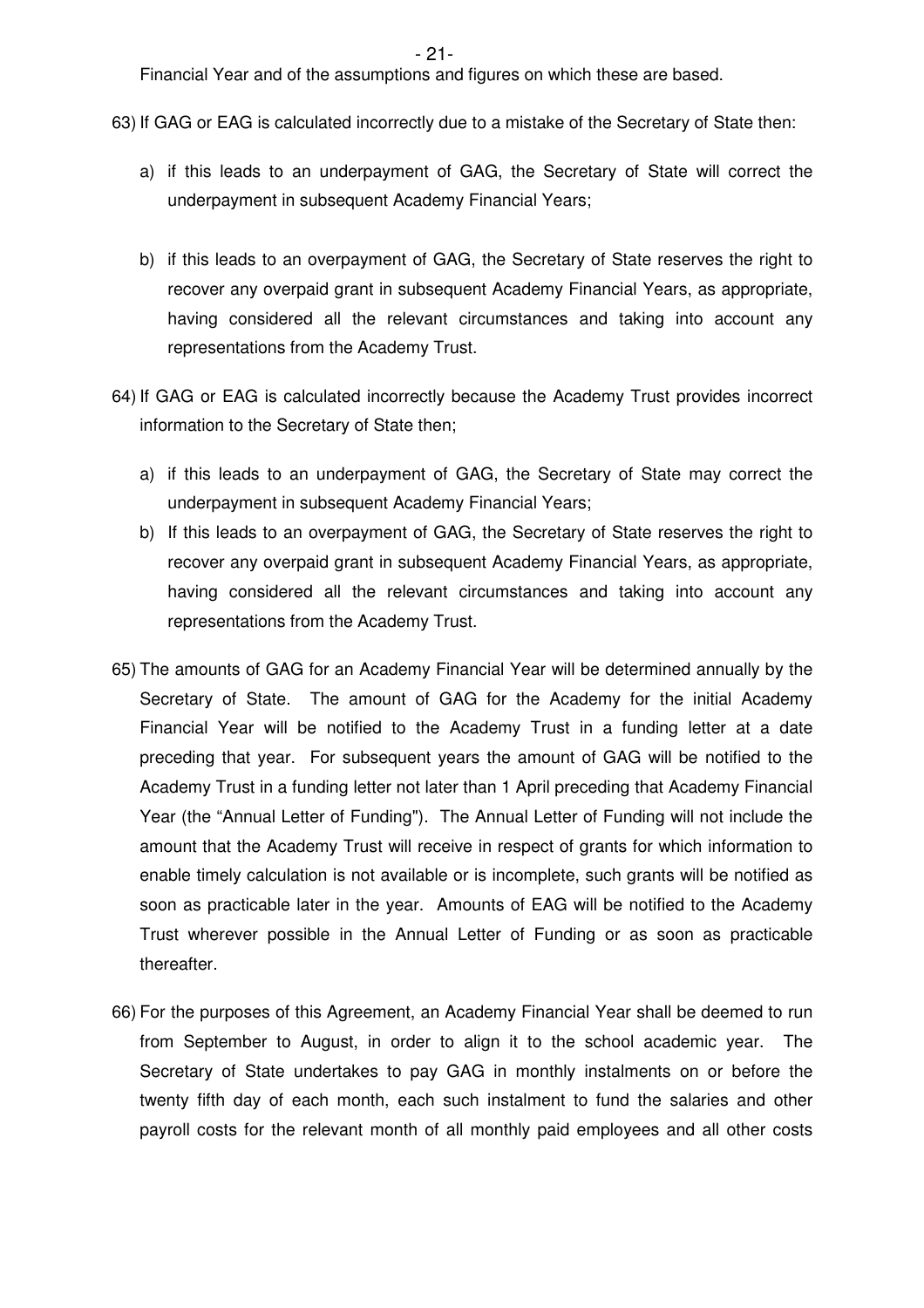Financial Year and of the assumptions and figures on which these are based.

63) If GAG or EAG is calculated incorrectly due to a mistake of the Secretary of State then:

   a) if this leads to an underpayment of GAG, the Secretary of State will correct the underpayment in subsequent Academy Financial Years;

   b) if this leads to an overpayment of GAG, the Secretary of State reserves the right to recover any overpaid grant in subsequent Academy Financial Years, as appropriate, having considered all the relevant circumstances and taking into account any representations from the Academy Trust.

64) If GAG or EAG is calculated incorrectly because the Academy Trust provides incorrect information to the Secretary of State then;

   a) if this leads to an underpayment of GAG, the Secretary of State may correct the underpayment in subsequent Academy Financial Years;
   b) If this leads to an overpayment of GAG, the Secretary of State reserves the right to recover any overpaid grant in subsequent Academy Financial Years, as appropriate, having considered all the relevant circumstances and taking into account any representations from the Academy Trust.

65) The amounts of GAG for an Academy Financial Year will be determined annually by the Secretary of State. The amount of GAG for the Academy for the initial Academy Financial Year will be notified to the Academy Trust in a funding letter at a date preceding that year. For subsequent years the amount of GAG will be notified to the Academy Trust in a funding letter not later than 1 April preceding that Academy Financial Year (the "Annual Letter of Funding"). The Annual Letter of Funding will not include the amount that the Academy Trust will receive in respect of grants for which information to enable timely calculation is not available or is incomplete, such grants will be notified as soon as practicable later in the year. Amounts of EAG will be notified to the Academy Trust wherever possible in the Annual Letter of Funding or as soon as practicable thereafter.

66) For the purposes of this Agreement, an Academy Financial Year shall be deemed to run from September to August, in order to align it to the school academic year. The Secretary of State undertakes to pay GAG in monthly instalments on or before the twenty fifth day of each month, each such instalment to fund the salaries and other payroll costs for the relevant month of all monthly paid employees and all other costs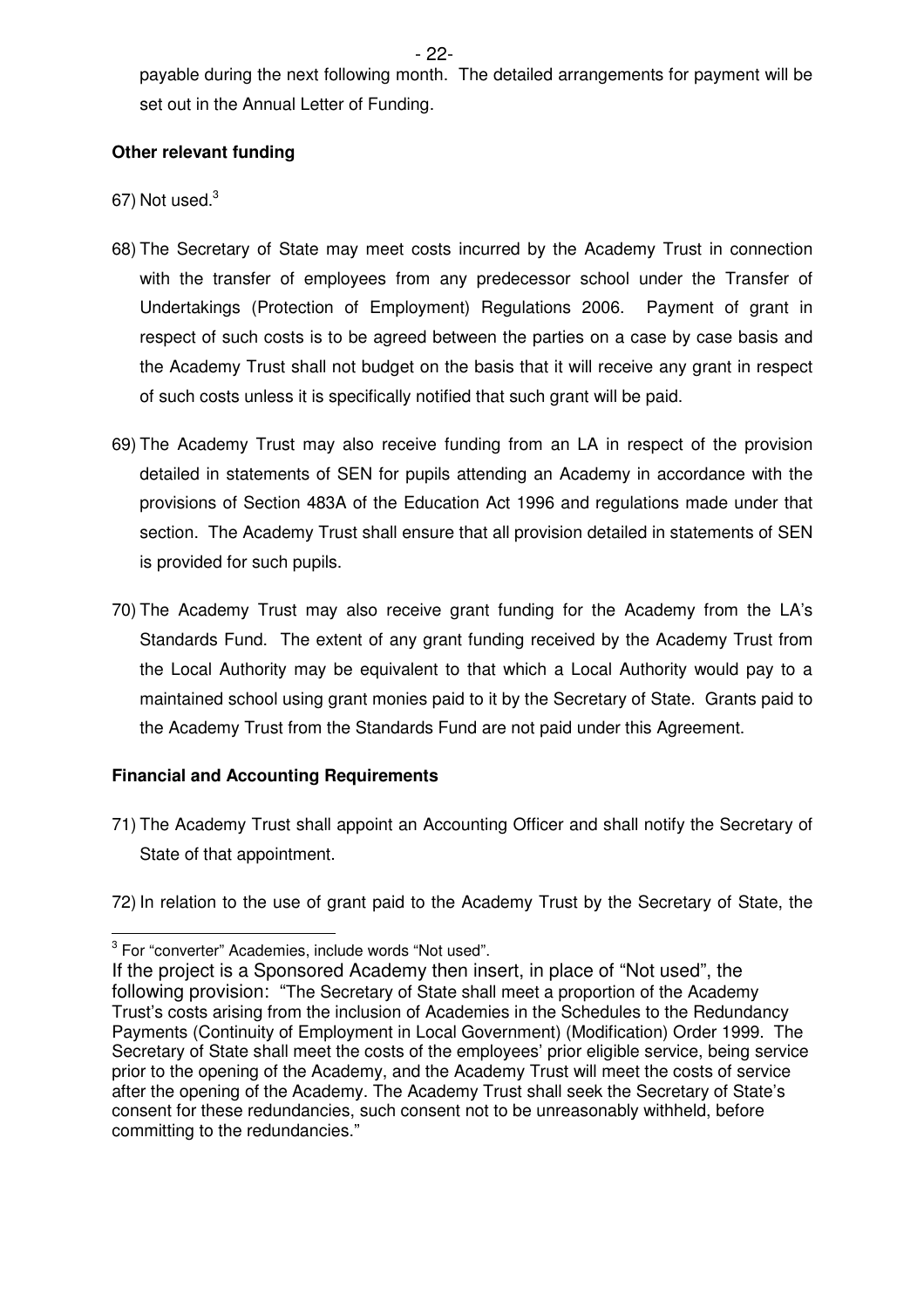payable during the next following month. The detailed arrangements for payment will be set out in the Annual Letter of Funding.

**Other relevant funding**

67) Not used.[3]

68) The Secretary of State may meet costs incurred by the Academy Trust in connection with the transfer of employees from any predecessor school under the Transfer of Undertakings (Protection of Employment) Regulations 2006. Payment of grant in respect of such costs is to be agreed between the parties on a case by case basis and the Academy Trust shall not budget on the basis that it will receive any grant in respect of such costs unless it is specifically notified that such grant will be paid.

69) The Academy Trust may also receive funding from an LA in respect of the provision detailed in statements of SEN for pupils attending an Academy in accordance with the provisions of Section 483A of the Education Act 1996 and regulations made under that section. The Academy Trust shall ensure that all provision detailed in statements of SEN is provided for such pupils.

70) The Academy Trust may also receive grant funding for the Academy from the LA's Standards Fund. The extent of any grant funding received by the Academy Trust from the Local Authority may be equivalent to that which a Local Authority would pay to a maintained school using grant monies paid to it by the Secretary of State. Grants paid to the Academy Trust from the Standards Fund are not paid under this Agreement.

**Financial and Accounting Requirements**

71) The Academy Trust shall appoint an Accounting Officer and shall notify the Secretary of State of that appointment.

72) In relation to the use of grant paid to the Academy Trust by the Secretary of State, the

---

[3] For "converter" Academies, include words "Not used".

If the project is a Sponsored Academy then insert, in place of "Not used", the following provision: "The Secretary of State shall meet a proportion of the Academy Trust's costs arising from the inclusion of Academies in the Schedules to the Redundancy Payments (Continuity of Employment in Local Government) (Modification) Order 1999. The Secretary of State shall meet the costs of the employees' prior eligible service, being service prior to the opening of the Academy, and the Academy Trust will meet the costs of service after the opening of the Academy. The Academy Trust shall seek the Secretary of State's consent for these redundancies, such consent not to be unreasonably withheld, before committing to the redundancies."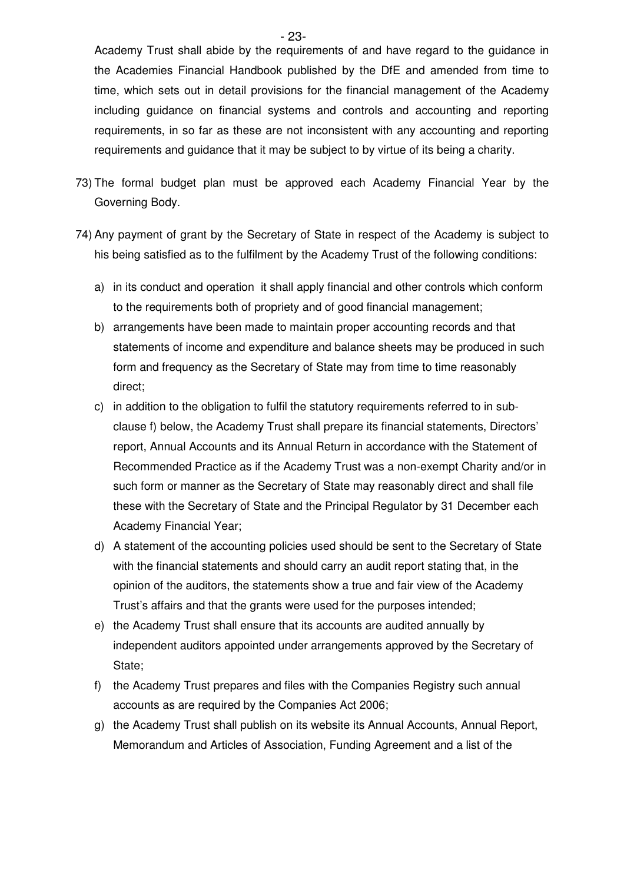Academy Trust shall abide by the requirements of and have regard to the guidance in the Academies Financial Handbook published by the DfE and amended from time to time, which sets out in detail provisions for the financial management of the Academy including guidance on financial systems and controls and accounting and reporting requirements, in so far as these are not inconsistent with any accounting and reporting requirements and guidance that it may be subject to by virtue of its being a charity.

73) The formal budget plan must be approved each Academy Financial Year by the Governing Body.

74) Any payment of grant by the Secretary of State in respect of the Academy is subject to his being satisfied as to the fulfilment by the Academy Trust of the following conditions:

   a) in its conduct and operation it shall apply financial and other controls which conform to the requirements both of propriety and of good financial management;

   b) arrangements have been made to maintain proper accounting records and that statements of income and expenditure and balance sheets may be produced in such form and frequency as the Secretary of State may from time to time reasonably direct;

   c) in addition to the obligation to fulfil the statutory requirements referred to in sub-clause f) below, the Academy Trust shall prepare its financial statements, Directors' report, Annual Accounts and its Annual Return in accordance with the Statement of Recommended Practice as if the Academy Trust was a non-exempt Charity and/or in such form or manner as the Secretary of State may reasonably direct and shall file these with the Secretary of State and the Principal Regulator by 31 December each Academy Financial Year;

   d) A statement of the accounting policies used should be sent to the Secretary of State with the financial statements and should carry an audit report stating that, in the opinion of the auditors, the statements show a true and fair view of the Academy Trust's affairs and that the grants were used for the purposes intended;

   e) the Academy Trust shall ensure that its accounts are audited annually by independent auditors appointed under arrangements approved by the Secretary of State;

   f) the Academy Trust prepares and files with the Companies Registry such annual accounts as are required by the Companies Act 2006;

   g) the Academy Trust shall publish on its website its Annual Accounts, Annual Report, Memorandum and Articles of Association, Funding Agreement and a list of the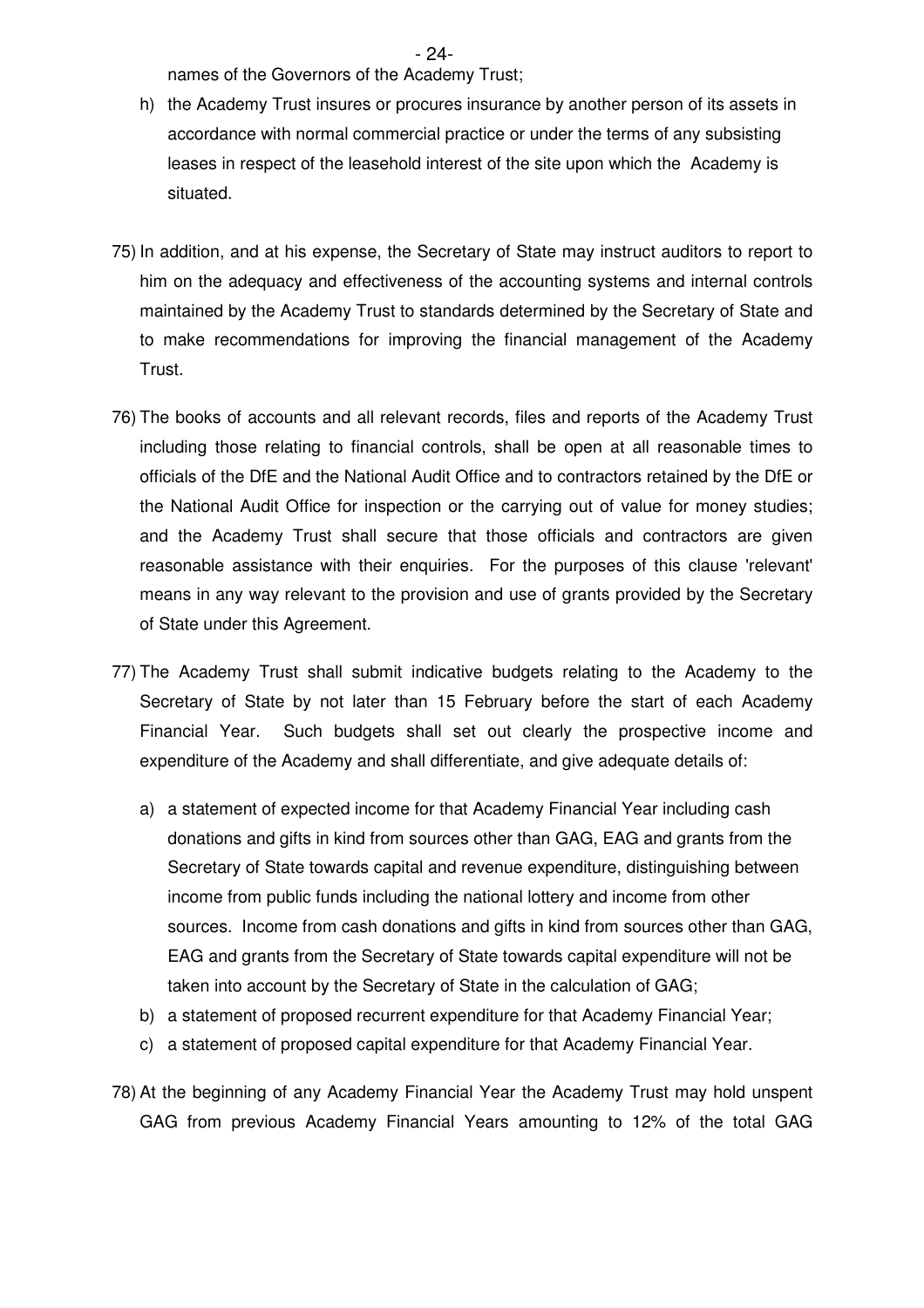names of the Governors of the Academy Trust;

h) the Academy Trust insures or procures insurance by another person of its assets in accordance with normal commercial practice or under the terms of any subsisting leases in respect of the leasehold interest of the site upon which the Academy is situated.

75) In addition, and at his expense, the Secretary of State may instruct auditors to report to him on the adequacy and effectiveness of the accounting systems and internal controls maintained by the Academy Trust to standards determined by the Secretary of State and to make recommendations for improving the financial management of the Academy Trust.

76) The books of accounts and all relevant records, files and reports of the Academy Trust including those relating to financial controls, shall be open at all reasonable times to officials of the DfE and the National Audit Office and to contractors retained by the DfE or the National Audit Office for inspection or the carrying out of value for money studies; and the Academy Trust shall secure that those officials and contractors are given reasonable assistance with their enquiries. For the purposes of this clause 'relevant' means in any way relevant to the provision and use of grants provided by the Secretary of State under this Agreement.

77) The Academy Trust shall submit indicative budgets relating to the Academy to the Secretary of State by not later than 15 February before the start of each Academy Financial Year. Such budgets shall set out clearly the prospective income and expenditure of the Academy and shall differentiate, and give adequate details of:

a) a statement of expected income for that Academy Financial Year including cash donations and gifts in kind from sources other than GAG, EAG and grants from the Secretary of State towards capital and revenue expenditure, distinguishing between income from public funds including the national lottery and income from other sources. Income from cash donations and gifts in kind from sources other than GAG, EAG and grants from the Secretary of State towards capital expenditure will not be taken into account by the Secretary of State in the calculation of GAG;
b) a statement of proposed recurrent expenditure for that Academy Financial Year;
c) a statement of proposed capital expenditure for that Academy Financial Year.

78) At the beginning of any Academy Financial Year the Academy Trust may hold unspent GAG from previous Academy Financial Years amounting to 12% of the total GAG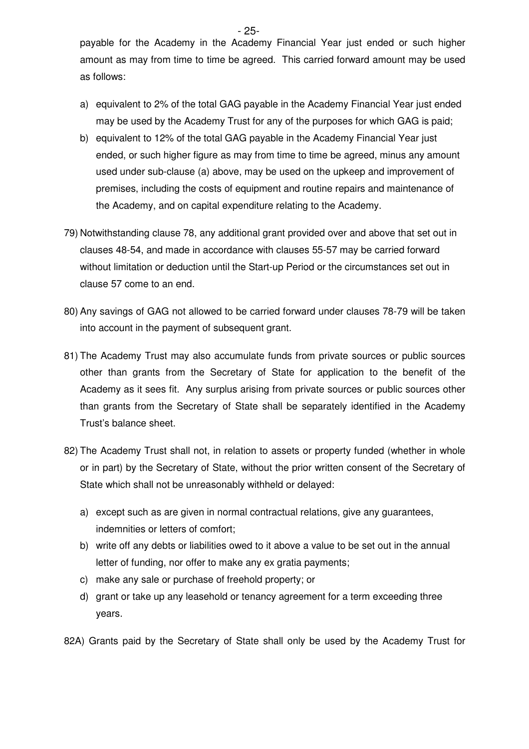payable for the Academy in the Academy Financial Year just ended or such higher amount as may from time to time be agreed. This carried forward amount may be used as follows:

a) equivalent to 2% of the total GAG payable in the Academy Financial Year just ended may be used by the Academy Trust for any of the purposes for which GAG is paid;
b) equivalent to 12% of the total GAG payable in the Academy Financial Year just ended, or such higher figure as may from time to time be agreed, minus any amount used under sub-clause (a) above, may be used on the upkeep and improvement of premises, including the costs of equipment and routine repairs and maintenance of the Academy, and on capital expenditure relating to the Academy.

79) Notwithstanding clause 78, any additional grant provided over and above that set out in clauses 48-54, and made in accordance with clauses 55-57 may be carried forward without limitation or deduction until the Start-up Period or the circumstances set out in clause 57 come to an end.

80) Any savings of GAG not allowed to be carried forward under clauses 78-79 will be taken into account in the payment of subsequent grant.

81) The Academy Trust may also accumulate funds from private sources or public sources other than grants from the Secretary of State for application to the benefit of the Academy as it sees fit. Any surplus arising from private sources or public sources other than grants from the Secretary of State shall be separately identified in the Academy Trust's balance sheet.

82) The Academy Trust shall not, in relation to assets or property funded (whether in whole or in part) by the Secretary of State, without the prior written consent of the Secretary of State which shall not be unreasonably withheld or delayed:

a) except such as are given in normal contractual relations, give any guarantees, indemnities or letters of comfort;
b) write off any debts or liabilities owed to it above a value to be set out in the annual letter of funding, nor offer to make any ex gratia payments;
c) make any sale or purchase of freehold property; or
d) grant or take up any leasehold or tenancy agreement for a term exceeding three years.

82A) Grants paid by the Secretary of State shall only be used by the Academy Trust for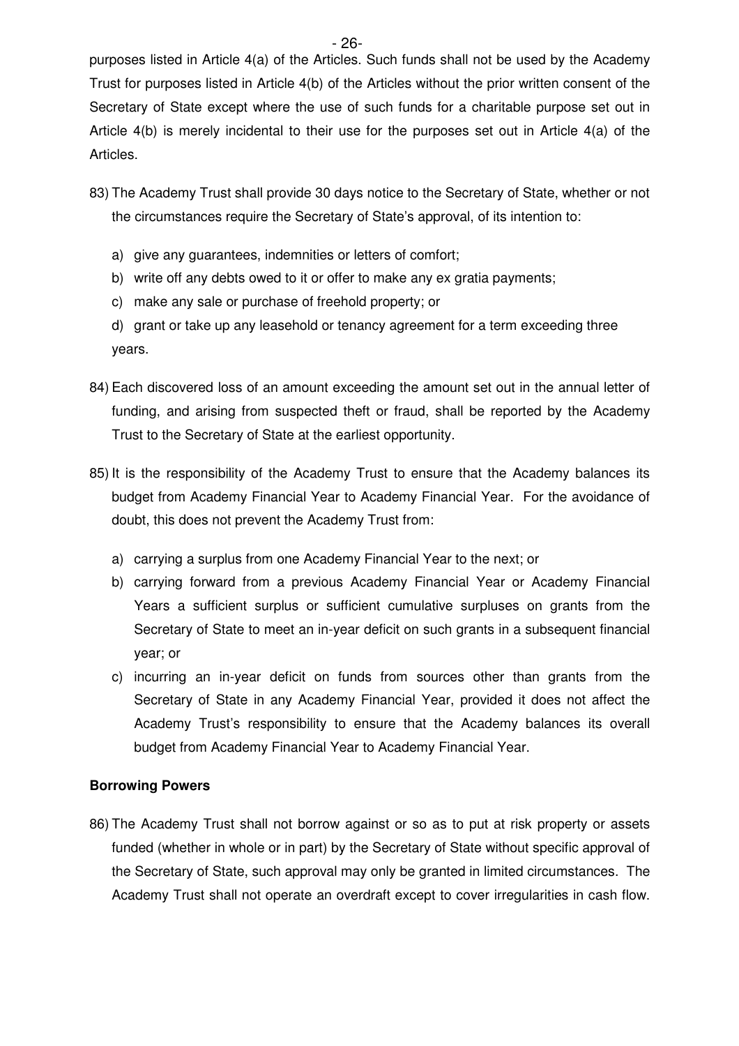purposes listed in Article 4(a) of the Articles. Such funds shall not be used by the Academy Trust for purposes listed in Article 4(b) of the Articles without the prior written consent of the Secretary of State except where the use of such funds for a charitable purpose set out in Article 4(b) is merely incidental to their use for the purposes set out in Article 4(a) of the Articles.

83) The Academy Trust shall provide 30 days notice to the Secretary of State, whether or not the circumstances require the Secretary of State's approval, of its intention to:

   a) give any guarantees, indemnities or letters of comfort;
   b) write off any debts owed to it or offer to make any ex gratia payments;
   c) make any sale or purchase of freehold property; or
   d) grant or take up any leasehold or tenancy agreement for a term exceeding three years.

84) Each discovered loss of an amount exceeding the amount set out in the annual letter of funding, and arising from suspected theft or fraud, shall be reported by the Academy Trust to the Secretary of State at the earliest opportunity.

85) It is the responsibility of the Academy Trust to ensure that the Academy balances its budget from Academy Financial Year to Academy Financial Year. For the avoidance of doubt, this does not prevent the Academy Trust from:

   a) carrying a surplus from one Academy Financial Year to the next; or
   b) carrying forward from a previous Academy Financial Year or Academy Financial Years a sufficient surplus or sufficient cumulative surpluses on grants from the Secretary of State to meet an in-year deficit on such grants in a subsequent financial year; or
   c) incurring an in-year deficit on funds from sources other than grants from the Secretary of State in any Academy Financial Year, provided it does not affect the Academy Trust's responsibility to ensure that the Academy balances its overall budget from Academy Financial Year to Academy Financial Year.

**Borrowing Powers**

86) The Academy Trust shall not borrow against or so as to put at risk property or assets funded (whether in whole or in part) by the Secretary of State without specific approval of the Secretary of State, such approval may only be granted in limited circumstances. The Academy Trust shall not operate an overdraft except to cover irregularities in cash flow.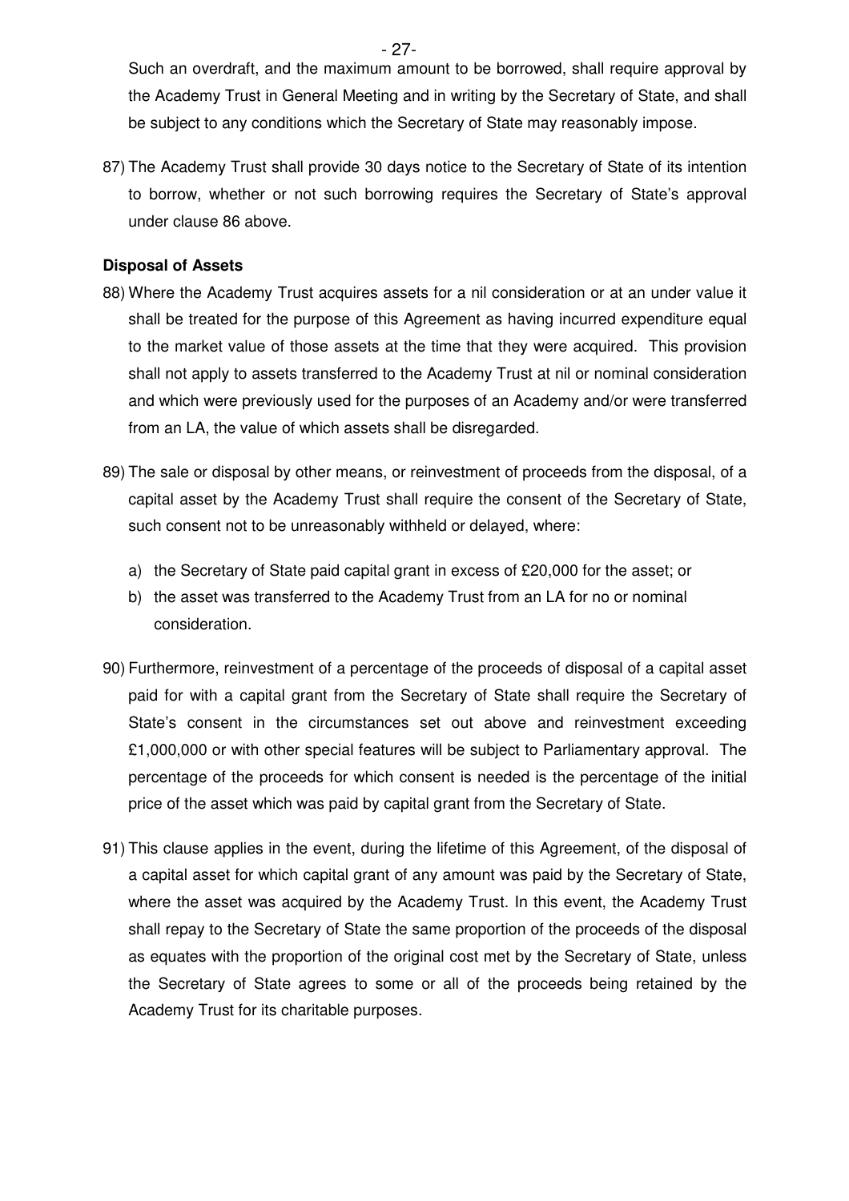Such an overdraft, and the maximum amount to be borrowed, shall require approval by the Academy Trust in General Meeting and in writing by the Secretary of State, and shall be subject to any conditions which the Secretary of State may reasonably impose.

87) The Academy Trust shall provide 30 days notice to the Secretary of State of its intention to borrow, whether or not such borrowing requires the Secretary of State's approval under clause 86 above.

**Disposal of Assets**

88) Where the Academy Trust acquires assets for a nil consideration or at an under value it shall be treated for the purpose of this Agreement as having incurred expenditure equal to the market value of those assets at the time that they were acquired. This provision shall not apply to assets transferred to the Academy Trust at nil or nominal consideration and which were previously used for the purposes of an Academy and/or were transferred from an LA, the value of which assets shall be disregarded.

89) The sale or disposal by other means, or reinvestment of proceeds from the disposal, of a capital asset by the Academy Trust shall require the consent of the Secretary of State, such consent not to be unreasonably withheld or delayed, where:

a) the Secretary of State paid capital grant in excess of £20,000 for the asset; or
b) the asset was transferred to the Academy Trust from an LA for no or nominal consideration.

90) Furthermore, reinvestment of a percentage of the proceeds of disposal of a capital asset paid for with a capital grant from the Secretary of State shall require the Secretary of State's consent in the circumstances set out above and reinvestment exceeding £1,000,000 or with other special features will be subject to Parliamentary approval. The percentage of the proceeds for which consent is needed is the percentage of the initial price of the asset which was paid by capital grant from the Secretary of State.

91) This clause applies in the event, during the lifetime of this Agreement, of the disposal of a capital asset for which capital grant of any amount was paid by the Secretary of State, where the asset was acquired by the Academy Trust. In this event, the Academy Trust shall repay to the Secretary of State the same proportion of the proceeds of the disposal as equates with the proportion of the original cost met by the Secretary of State, unless the Secretary of State agrees to some or all of the proceeds being retained by the Academy Trust for its charitable purposes.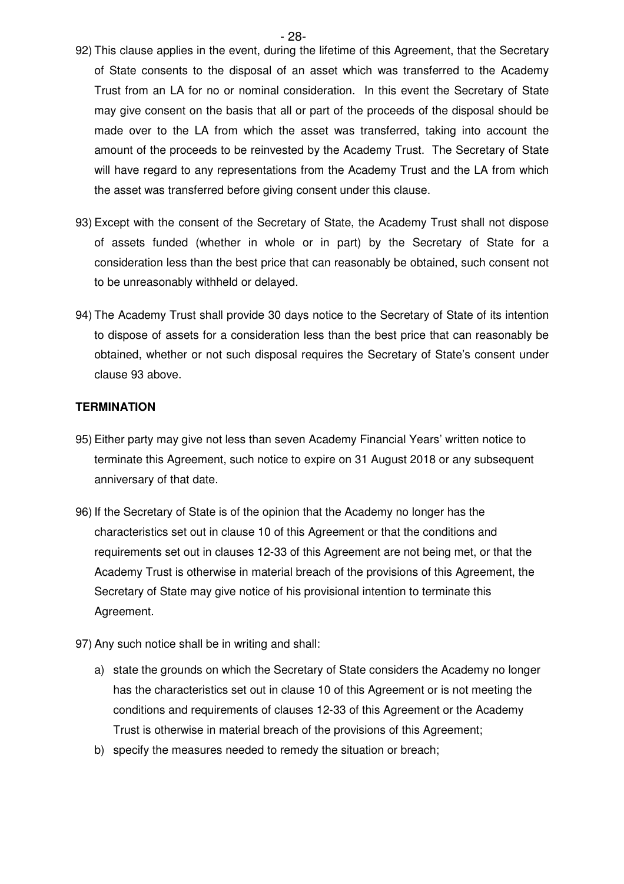92) This clause applies in the event, during the lifetime of this Agreement, that the Secretary of State consents to the disposal of an asset which was transferred to the Academy Trust from an LA for no or nominal consideration. In this event the Secretary of State may give consent on the basis that all or part of the proceeds of the disposal should be made over to the LA from which the asset was transferred, taking into account the amount of the proceeds to be reinvested by the Academy Trust. The Secretary of State will have regard to any representations from the Academy Trust and the LA from which the asset was transferred before giving consent under this clause.

93) Except with the consent of the Secretary of State, the Academy Trust shall not dispose of assets funded (whether in whole or in part) by the Secretary of State for a consideration less than the best price that can reasonably be obtained, such consent not to be unreasonably withheld or delayed.

94) The Academy Trust shall provide 30 days notice to the Secretary of State of its intention to dispose of assets for a consideration less than the best price that can reasonably be obtained, whether or not such disposal requires the Secretary of State's consent under clause 93 above.

**TERMINATION**

95) Either party may give not less than seven Academy Financial Years' written notice to terminate this Agreement, such notice to expire on 31 August 2018 or any subsequent anniversary of that date.

96) If the Secretary of State is of the opinion that the Academy no longer has the characteristics set out in clause 10 of this Agreement or that the conditions and requirements set out in clauses 12-33 of this Agreement are not being met, or that the Academy Trust is otherwise in material breach of the provisions of this Agreement, the Secretary of State may give notice of his provisional intention to terminate this Agreement.

97) Any such notice shall be in writing and shall:

   a) state the grounds on which the Secretary of State considers the Academy no longer has the characteristics set out in clause 10 of this Agreement or is not meeting the conditions and requirements of clauses 12-33 of this Agreement or the Academy Trust is otherwise in material breach of the provisions of this Agreement;

   b) specify the measures needed to remedy the situation or breach;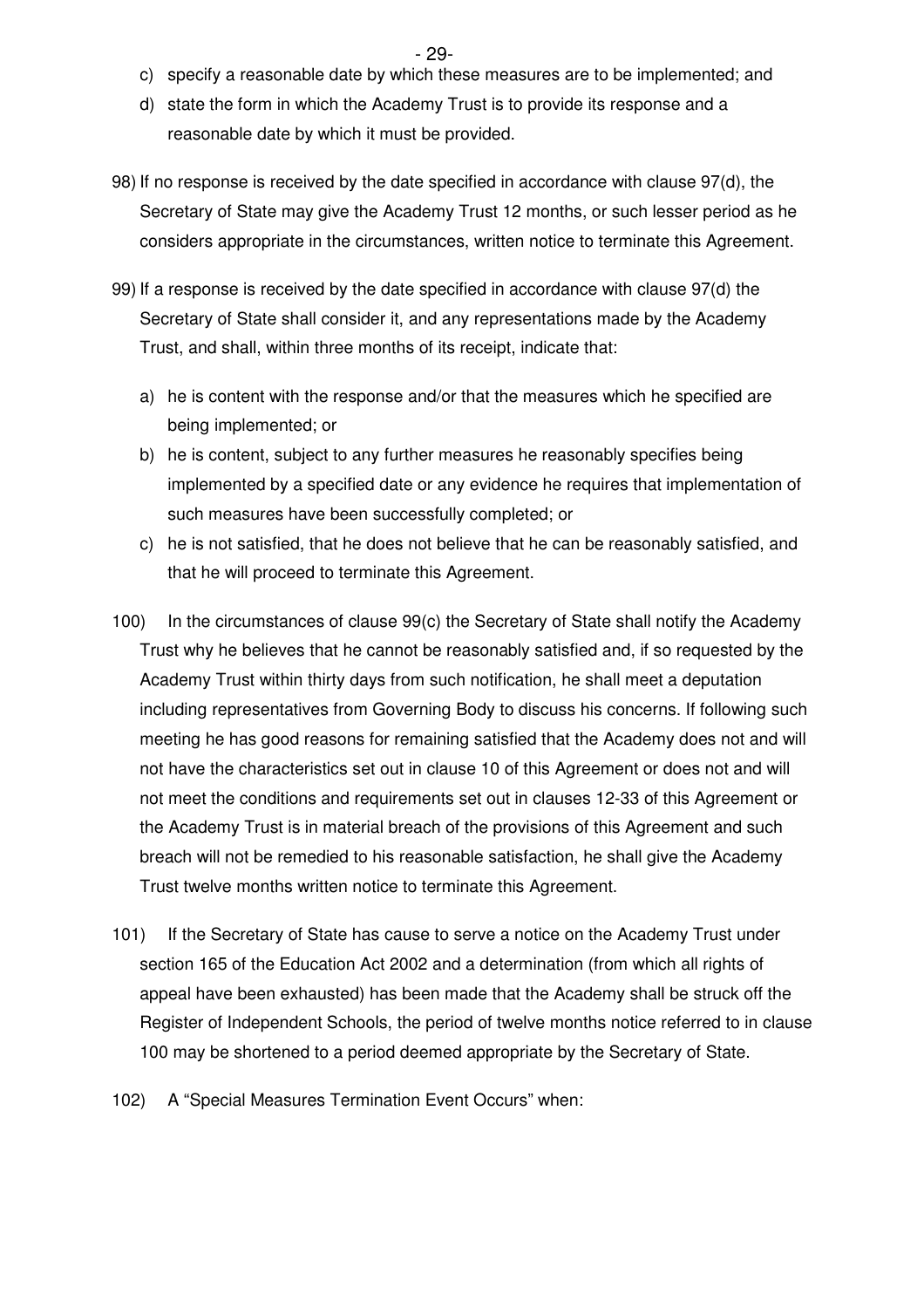c) specify a reasonable date by which these measures are to be implemented; and
d) state the form in which the Academy Trust is to provide its response and a reasonable date by which it must be provided.

98) If no response is received by the date specified in accordance with clause 97(d), the Secretary of State may give the Academy Trust 12 months, or such lesser period as he considers appropriate in the circumstances, written notice to terminate this Agreement.

99) If a response is received by the date specified in accordance with clause 97(d) the Secretary of State shall consider it, and any representations made by the Academy Trust, and shall, within three months of its receipt, indicate that:

a) he is content with the response and/or that the measures which he specified are being implemented; or
b) he is content, subject to any further measures he reasonably specifies being implemented by a specified date or any evidence he requires that implementation of such measures have been successfully completed; or
c) he is not satisfied, that he does not believe that he can be reasonably satisfied, and that he will proceed to terminate this Agreement.

100) In the circumstances of clause 99(c) the Secretary of State shall notify the Academy Trust why he believes that he cannot be reasonably satisfied and, if so requested by the Academy Trust within thirty days from such notification, he shall meet a deputation including representatives from Governing Body to discuss his concerns. If following such meeting he has good reasons for remaining satisfied that the Academy does not and will not have the characteristics set out in clause 10 of this Agreement or does not and will not meet the conditions and requirements set out in clauses 12-33 of this Agreement or the Academy Trust is in material breach of the provisions of this Agreement and such breach will not be remedied to his reasonable satisfaction, he shall give the Academy Trust twelve months written notice to terminate this Agreement.

101) If the Secretary of State has cause to serve a notice on the Academy Trust under section 165 of the Education Act 2002 and a determination (from which all rights of appeal have been exhausted) has been made that the Academy shall be struck off the Register of Independent Schools, the period of twelve months notice referred to in clause 100 may be shortened to a period deemed appropriate by the Secretary of State.

102) A "Special Measures Termination Event Occurs" when: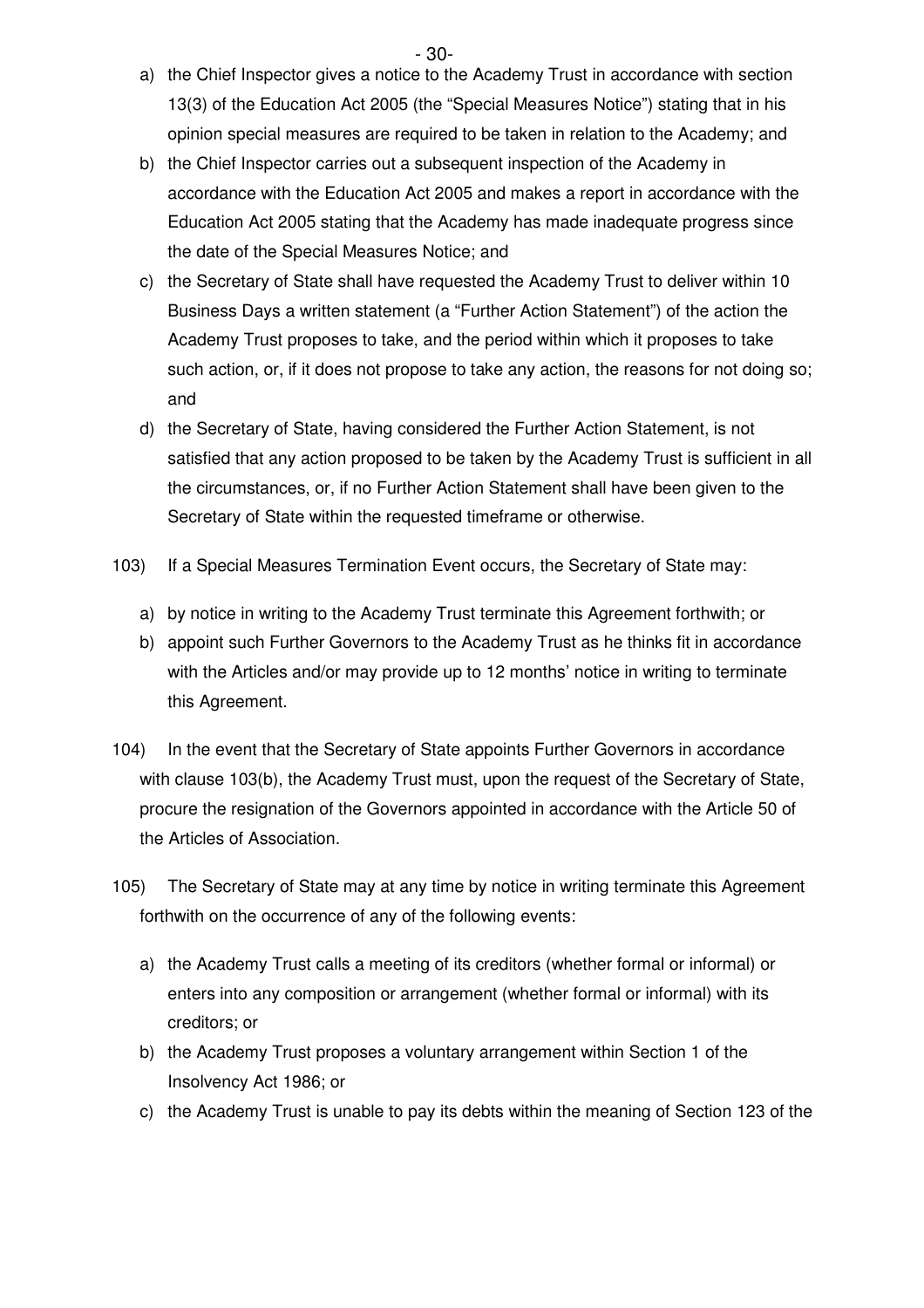a) the Chief Inspector gives a notice to the Academy Trust in accordance with section 13(3) of the Education Act 2005 (the "Special Measures Notice") stating that in his opinion special measures are required to be taken in relation to the Academy; and

b) the Chief Inspector carries out a subsequent inspection of the Academy in accordance with the Education Act 2005 and makes a report in accordance with the Education Act 2005 stating that the Academy has made inadequate progress since the date of the Special Measures Notice; and

c) the Secretary of State shall have requested the Academy Trust to deliver within 10 Business Days a written statement (a "Further Action Statement") of the action the Academy Trust proposes to take, and the period within which it proposes to take such action, or, if it does not propose to take any action, the reasons for not doing so; and

d) the Secretary of State, having considered the Further Action Statement, is not satisfied that any action proposed to be taken by the Academy Trust is sufficient in all the circumstances, or, if no Further Action Statement shall have been given to the Secretary of State within the requested timeframe or otherwise.

103) If a Special Measures Termination Event occurs, the Secretary of State may:

a) by notice in writing to the Academy Trust terminate this Agreement forthwith; or

b) appoint such Further Governors to the Academy Trust as he thinks fit in accordance with the Articles and/or may provide up to 12 months' notice in writing to terminate this Agreement.

104) In the event that the Secretary of State appoints Further Governors in accordance with clause 103(b), the Academy Trust must, upon the request of the Secretary of State, procure the resignation of the Governors appointed in accordance with the Article 50 of the Articles of Association.

105) The Secretary of State may at any time by notice in writing terminate this Agreement forthwith on the occurrence of any of the following events:

a) the Academy Trust calls a meeting of its creditors (whether formal or informal) or enters into any composition or arrangement (whether formal or informal) with its creditors; or

b) the Academy Trust proposes a voluntary arrangement within Section 1 of the Insolvency Act 1986; or

c) the Academy Trust is unable to pay its debts within the meaning of Section 123 of the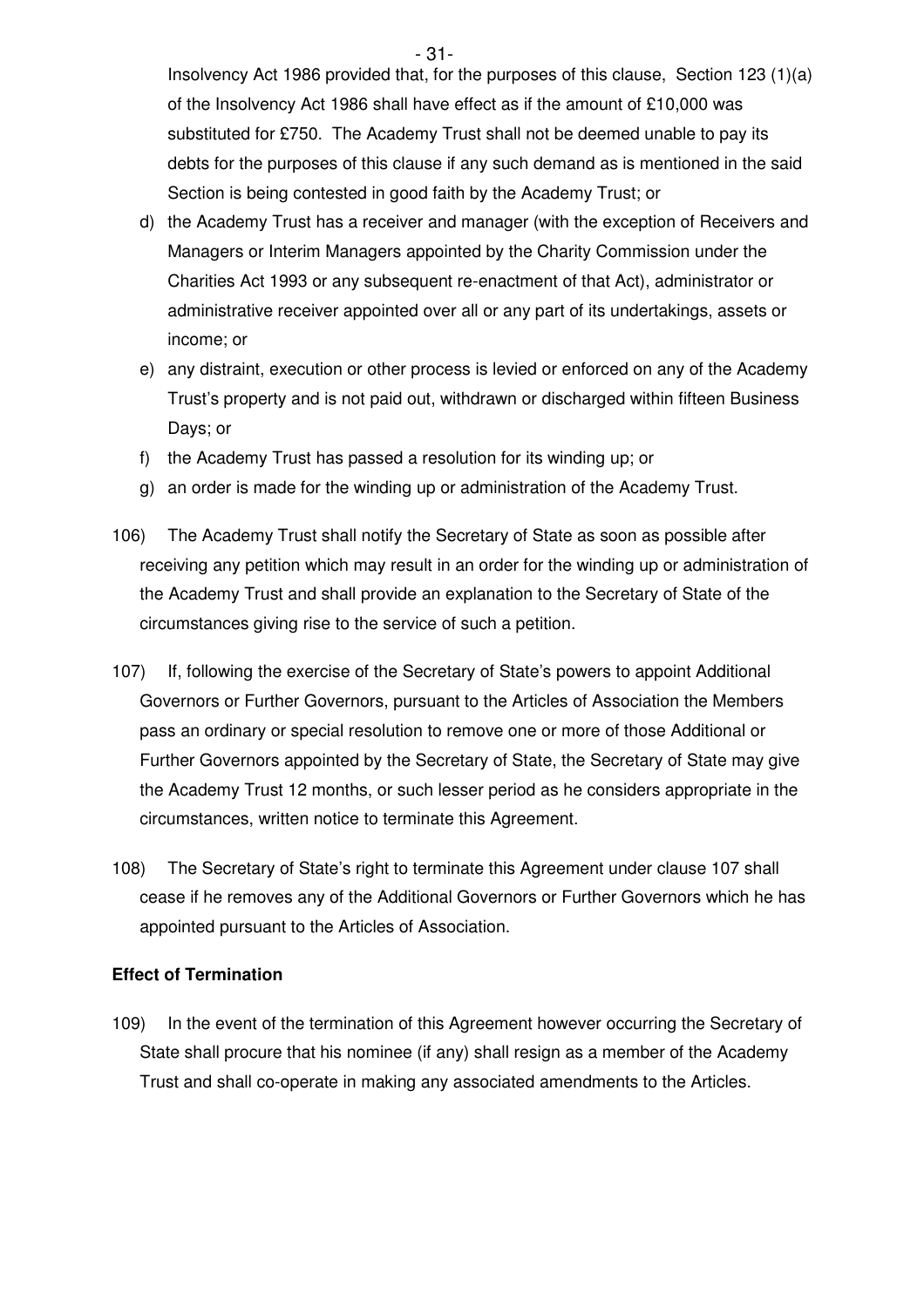Insolvency Act 1986 provided that, for the purposes of this clause, Section 123 (1)(a) of the Insolvency Act 1986 shall have effect as if the amount of £10,000 was substituted for £750. The Academy Trust shall not be deemed unable to pay its debts for the purposes of this clause if any such demand as is mentioned in the said Section is being contested in good faith by the Academy Trust; or

d) the Academy Trust has a receiver and manager (with the exception of Receivers and Managers or Interim Managers appointed by the Charity Commission under the Charities Act 1993 or any subsequent re-enactment of that Act), administrator or administrative receiver appointed over all or any part of its undertakings, assets or income; or

e) any distraint, execution or other process is levied or enforced on any of the Academy Trust's property and is not paid out, withdrawn or discharged within fifteen Business Days; or

f) the Academy Trust has passed a resolution for its winding up; or

g) an order is made for the winding up or administration of the Academy Trust.

106) The Academy Trust shall notify the Secretary of State as soon as possible after receiving any petition which may result in an order for the winding up or administration of the Academy Trust and shall provide an explanation to the Secretary of State of the circumstances giving rise to the service of such a petition.

107) If, following the exercise of the Secretary of State's powers to appoint Additional Governors or Further Governors, pursuant to the Articles of Association the Members pass an ordinary or special resolution to remove one or more of those Additional or Further Governors appointed by the Secretary of State, the Secretary of State may give the Academy Trust 12 months, or such lesser period as he considers appropriate in the circumstances, written notice to terminate this Agreement.

108) The Secretary of State's right to terminate this Agreement under clause 107 shall cease if he removes any of the Additional Governors or Further Governors which he has appointed pursuant to the Articles of Association.

**Effect of Termination**

109) In the event of the termination of this Agreement however occurring the Secretary of State shall procure that his nominee (if any) shall resign as a member of the Academy Trust and shall co-operate in making any associated amendments to the Articles.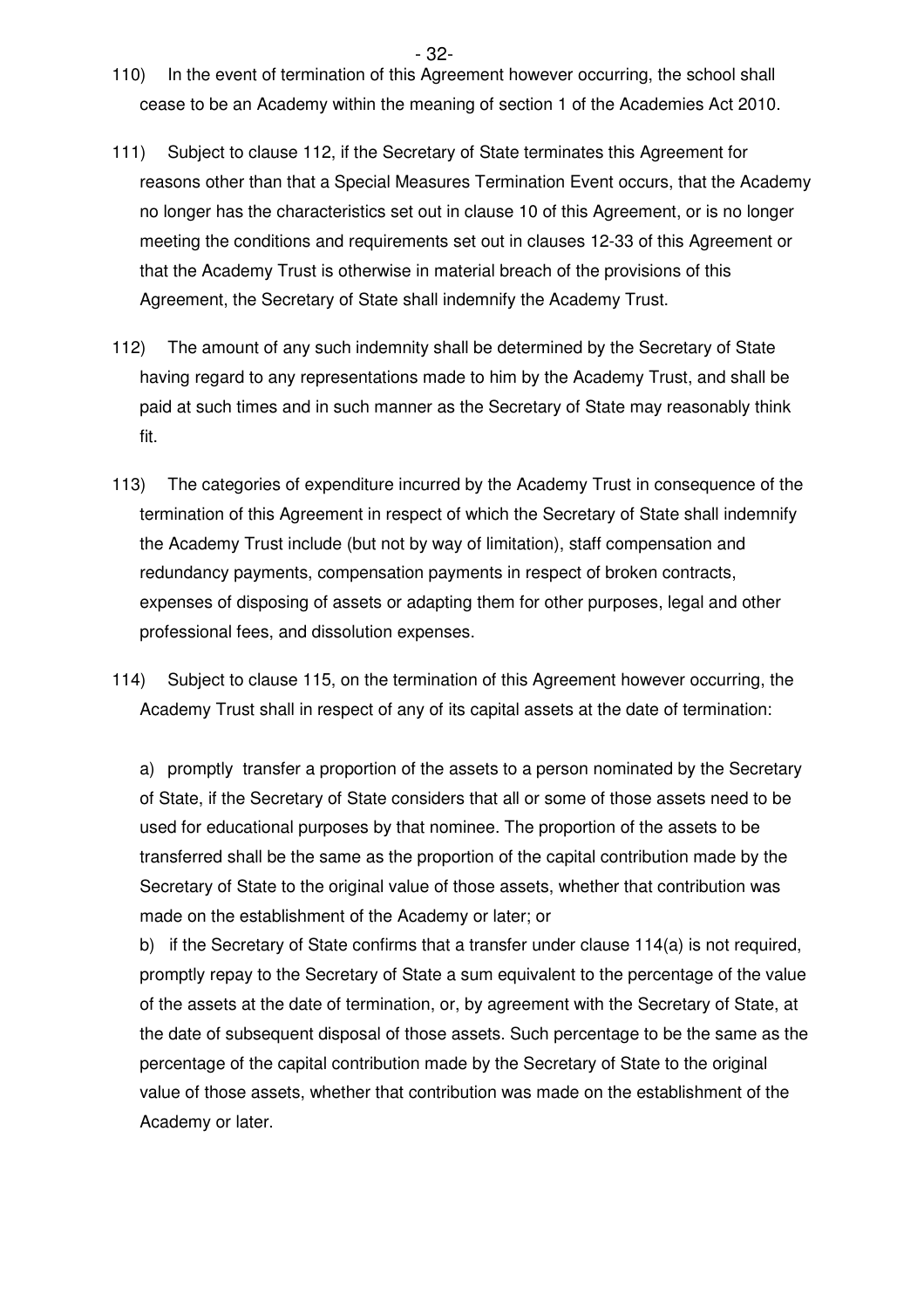110) In the event of termination of this Agreement however occurring, the school shall cease to be an Academy within the meaning of section 1 of the Academies Act 2010.

111) Subject to clause 112, if the Secretary of State terminates this Agreement for reasons other than that a Special Measures Termination Event occurs, that the Academy no longer has the characteristics set out in clause 10 of this Agreement, or is no longer meeting the conditions and requirements set out in clauses 12-33 of this Agreement or that the Academy Trust is otherwise in material breach of the provisions of this Agreement, the Secretary of State shall indemnify the Academy Trust.

112) The amount of any such indemnity shall be determined by the Secretary of State having regard to any representations made to him by the Academy Trust, and shall be paid at such times and in such manner as the Secretary of State may reasonably think fit.

113) The categories of expenditure incurred by the Academy Trust in consequence of the termination of this Agreement in respect of which the Secretary of State shall indemnify the Academy Trust include (but not by way of limitation), staff compensation and redundancy payments, compensation payments in respect of broken contracts, expenses of disposing of assets or adapting them for other purposes, legal and other professional fees, and dissolution expenses.

114) Subject to clause 115, on the termination of this Agreement however occurring, the Academy Trust shall in respect of any of its capital assets at the date of termination:

a) promptly transfer a proportion of the assets to a person nominated by the Secretary of State, if the Secretary of State considers that all or some of those assets need to be used for educational purposes by that nominee. The proportion of the assets to be transferred shall be the same as the proportion of the capital contribution made by the Secretary of State to the original value of those assets, whether that contribution was made on the establishment of the Academy or later; or

b) if the Secretary of State confirms that a transfer under clause 114(a) is not required, promptly repay to the Secretary of State a sum equivalent to the percentage of the value of the assets at the date of termination, or, by agreement with the Secretary of State, at the date of subsequent disposal of those assets. Such percentage to be the same as the percentage of the capital contribution made by the Secretary of State to the original value of those assets, whether that contribution was made on the establishment of the Academy or later.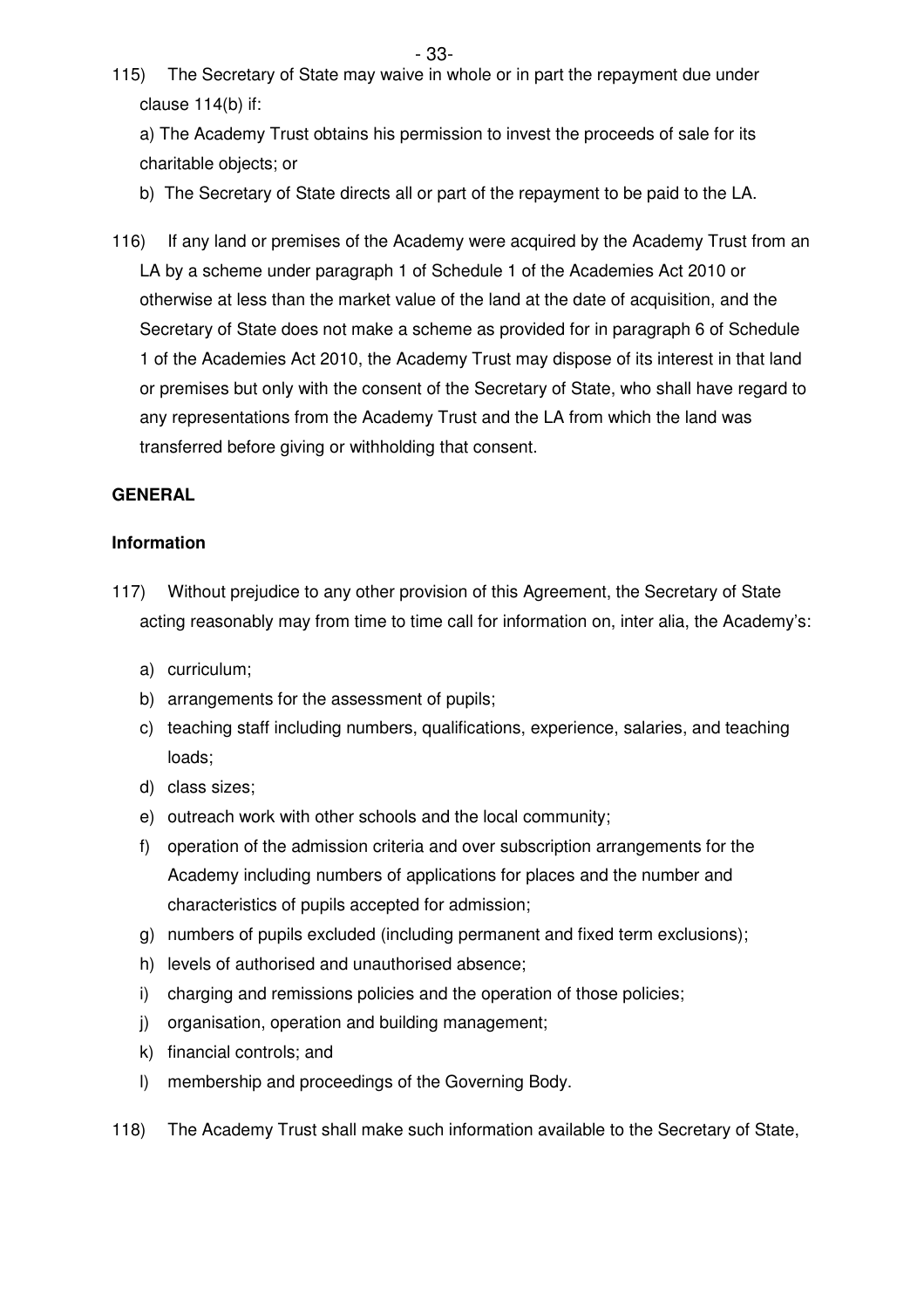115) The Secretary of State may waive in whole or in part the repayment due under clause 114(b) if:

a) The Academy Trust obtains his permission to invest the proceeds of sale for its charitable objects; or

b) The Secretary of State directs all or part of the repayment to be paid to the LA.

116) If any land or premises of the Academy were acquired by the Academy Trust from an LA by a scheme under paragraph 1 of Schedule 1 of the Academies Act 2010 or otherwise at less than the market value of the land at the date of acquisition, and the Secretary of State does not make a scheme as provided for in paragraph 6 of Schedule 1 of the Academies Act 2010, the Academy Trust may dispose of its interest in that land or premises but only with the consent of the Secretary of State, who shall have regard to any representations from the Academy Trust and the LA from which the land was transferred before giving or withholding that consent.

## GENERAL

### Information

117) Without prejudice to any other provision of this Agreement, the Secretary of State acting reasonably may from time to time call for information on, inter alia, the Academy's:

a) curriculum;
b) arrangements for the assessment of pupils;
c) teaching staff including numbers, qualifications, experience, salaries, and teaching loads;
d) class sizes;
e) outreach work with other schools and the local community;
f) operation of the admission criteria and over subscription arrangements for the Academy including numbers of applications for places and the number and characteristics of pupils accepted for admission;
g) numbers of pupils excluded (including permanent and fixed term exclusions);
h) levels of authorised and unauthorised absence;
i) charging and remissions policies and the operation of those policies;
j) organisation, operation and building management;
k) financial controls; and
l) membership and proceedings of the Governing Body.

118) The Academy Trust shall make such information available to the Secretary of State,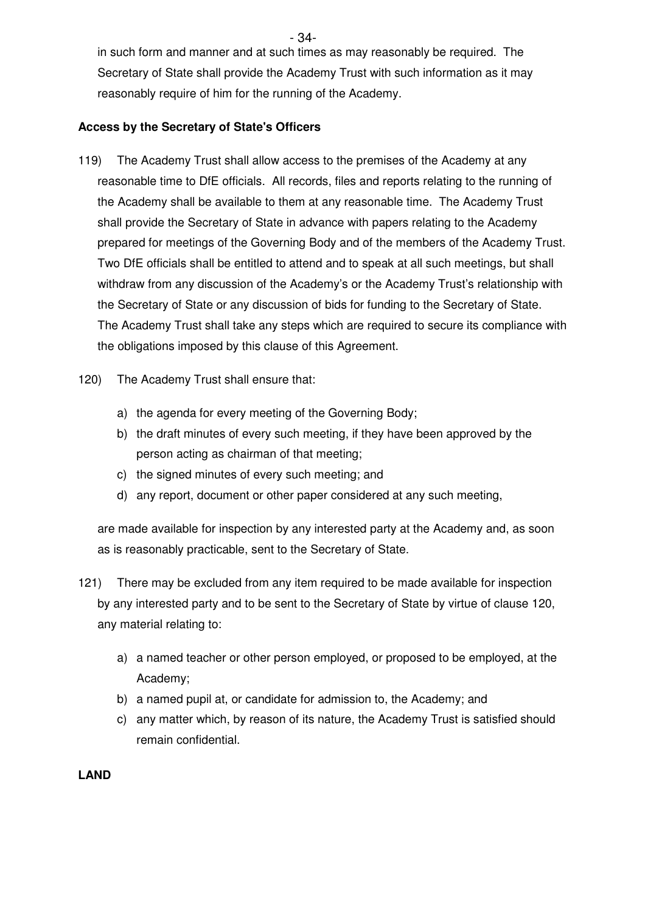in such form and manner and at such times as may reasonably be required. The Secretary of State shall provide the Academy Trust with such information as it may reasonably require of him for the running of the Academy.

**Access by the Secretary of State's Officers**

119) The Academy Trust shall allow access to the premises of the Academy at any reasonable time to DfE officials. All records, files and reports relating to the running of the Academy shall be available to them at any reasonable time. The Academy Trust shall provide the Secretary of State in advance with papers relating to the Academy prepared for meetings of the Governing Body and of the members of the Academy Trust. Two DfE officials shall be entitled to attend and to speak at all such meetings, but shall withdraw from any discussion of the Academy's or the Academy Trust's relationship with the Secretary of State or any discussion of bids for funding to the Secretary of State. The Academy Trust shall take any steps which are required to secure its compliance with the obligations imposed by this clause of this Agreement.

120) The Academy Trust shall ensure that:

a) the agenda for every meeting of the Governing Body;
b) the draft minutes of every such meeting, if they have been approved by the person acting as chairman of that meeting;
c) the signed minutes of every such meeting; and
d) any report, document or other paper considered at any such meeting,

are made available for inspection by any interested party at the Academy and, as soon as is reasonably practicable, sent to the Secretary of State.

121) There may be excluded from any item required to be made available for inspection by any interested party and to be sent to the Secretary of State by virtue of clause 120, any material relating to:

a) a named teacher or other person employed, or proposed to be employed, at the Academy;
b) a named pupil at, or candidate for admission to, the Academy; and
c) any matter which, by reason of its nature, the Academy Trust is satisfied should remain confidential.

**LAND**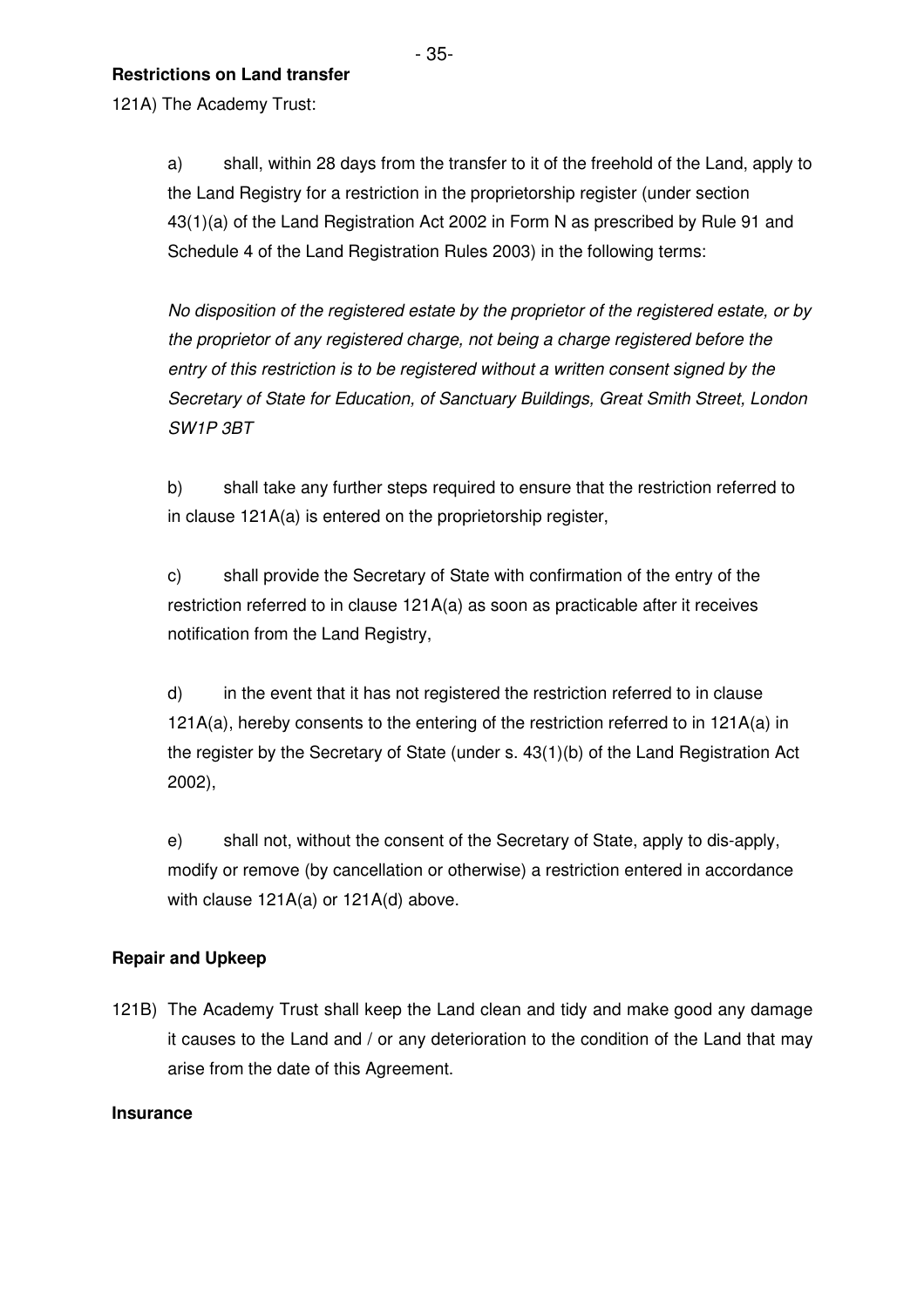**Restrictions on Land transfer**

121A) The Academy Trust:

a) shall, within 28 days from the transfer to it of the freehold of the Land, apply to the Land Registry for a restriction in the proprietorship register (under section 43(1)(a) of the Land Registration Act 2002 in Form N as prescribed by Rule 91 and Schedule 4 of the Land Registration Rules 2003) in the following terms:

*No disposition of the registered estate by the proprietor of the registered estate, or by the proprietor of any registered charge, not being a charge registered before the entry of this restriction is to be registered without a written consent signed by the Secretary of State for Education, of Sanctuary Buildings, Great Smith Street, London SW1P 3BT*

b) shall take any further steps required to ensure that the restriction referred to in clause 121A(a) is entered on the proprietorship register,

c) shall provide the Secretary of State with confirmation of the entry of the restriction referred to in clause 121A(a) as soon as practicable after it receives notification from the Land Registry,

d) in the event that it has not registered the restriction referred to in clause 121A(a), hereby consents to the entering of the restriction referred to in 121A(a) in the register by the Secretary of State (under s. 43(1)(b) of the Land Registration Act 2002),

e) shall not, without the consent of the Secretary of State, apply to dis-apply, modify or remove (by cancellation or otherwise) a restriction entered in accordance with clause 121A(a) or 121A(d) above.

**Repair and Upkeep**

121B) The Academy Trust shall keep the Land clean and tidy and make good any damage it causes to the Land and / or any deterioration to the condition of the Land that may arise from the date of this Agreement.

**Insurance**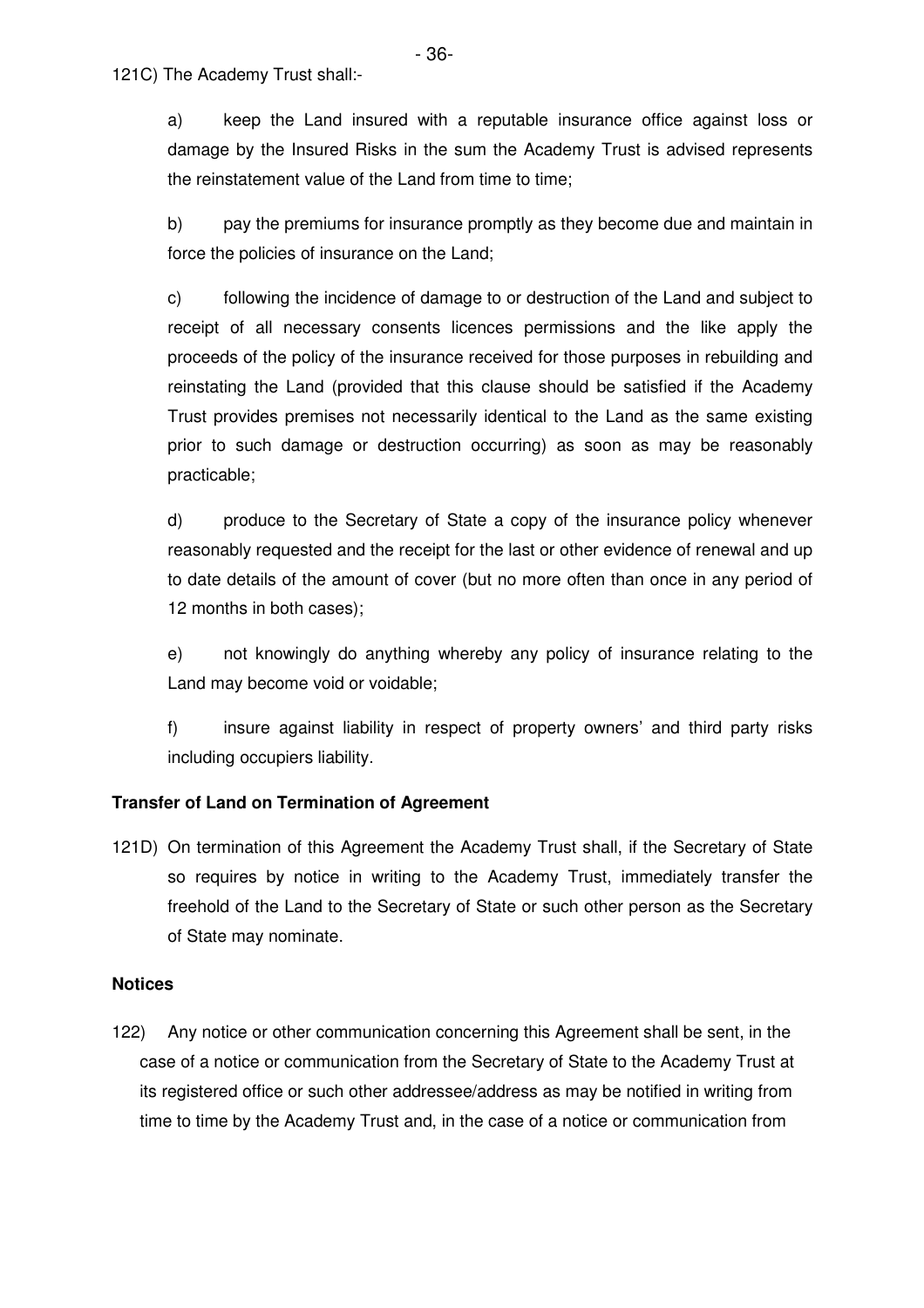121C) The Academy Trust shall:-

a) keep the Land insured with a reputable insurance office against loss or damage by the Insured Risks in the sum the Academy Trust is advised represents the reinstatement value of the Land from time to time;

b) pay the premiums for insurance promptly as they become due and maintain in force the policies of insurance on the Land;

c) following the incidence of damage to or destruction of the Land and subject to receipt of all necessary consents licences permissions and the like apply the proceeds of the policy of the insurance received for those purposes in rebuilding and reinstating the Land (provided that this clause should be satisfied if the Academy Trust provides premises not necessarily identical to the Land as the same existing prior to such damage or destruction occurring) as soon as may be reasonably practicable;

d) produce to the Secretary of State a copy of the insurance policy whenever reasonably requested and the receipt for the last or other evidence of renewal and up to date details of the amount of cover (but no more often than once in any period of 12 months in both cases);

e) not knowingly do anything whereby any policy of insurance relating to the Land may become void or voidable;

f) insure against liability in respect of property owners' and third party risks including occupiers liability.

**Transfer of Land on Termination of Agreement**

121D) On termination of this Agreement the Academy Trust shall, if the Secretary of State so requires by notice in writing to the Academy Trust, immediately transfer the freehold of the Land to the Secretary of State or such other person as the Secretary of State may nominate.

**Notices**

122) Any notice or other communication concerning this Agreement shall be sent, in the case of a notice or communication from the Secretary of State to the Academy Trust at its registered office or such other addressee/address as may be notified in writing from time to time by the Academy Trust and, in the case of a notice or communication from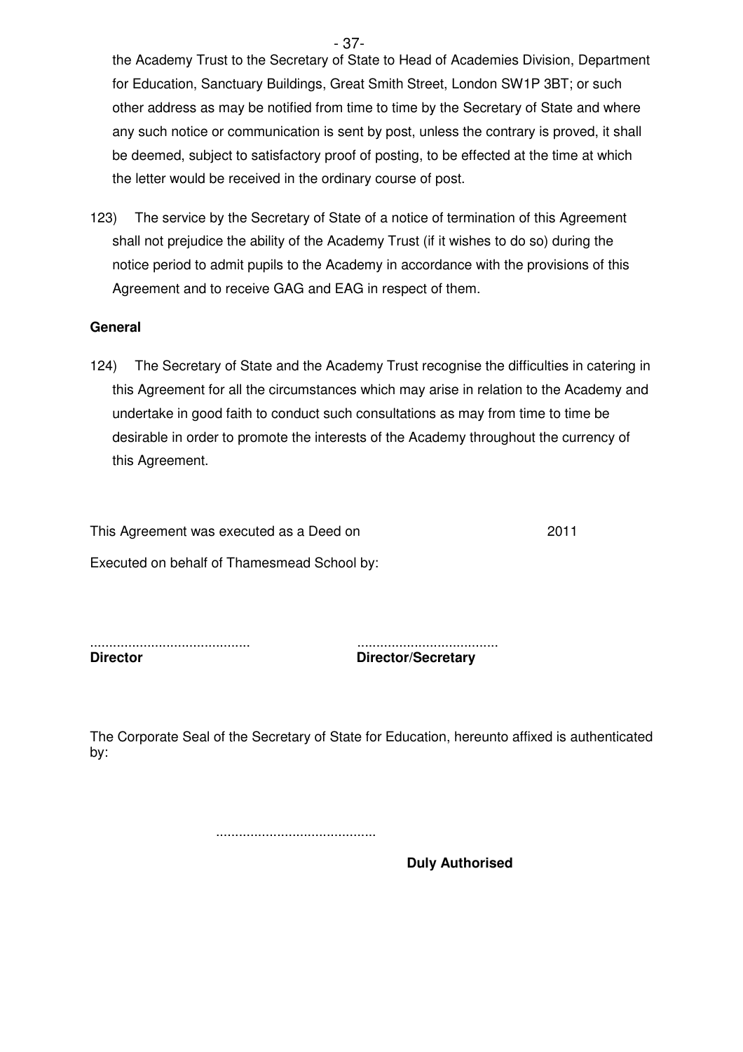the Academy Trust to the Secretary of State to Head of Academies Division, Department for Education, Sanctuary Buildings, Great Smith Street, London SW1P 3BT; or such other address as may be notified from time to time by the Secretary of State and where any such notice or communication is sent by post, unless the contrary is proved, it shall be deemed, subject to satisfactory proof of posting, to be effected at the time at which the letter would be received in the ordinary course of post.

123) The service by the Secretary of State of a notice of termination of this Agreement shall not prejudice the ability of the Academy Trust (if it wishes to do so) during the notice period to admit pupils to the Academy in accordance with the provisions of this Agreement and to receive GAG and EAG in respect of them.

**General**

124) The Secretary of State and the Academy Trust recognise the difficulties in catering in this Agreement for all the circumstances which may arise in relation to the Academy and undertake in good faith to conduct such consultations as may from time to time be desirable in order to promote the interests of the Academy throughout the currency of this Agreement.

This Agreement was executed as a Deed on 2011

Executed on behalf of Thamesmead School by:

.......................................... .....................................
**Director** **Director/Secretary**

The Corporate Seal of the Secretary of State for Education, hereunto affixed is authenticated by:

..........................................

**Duly Authorised**